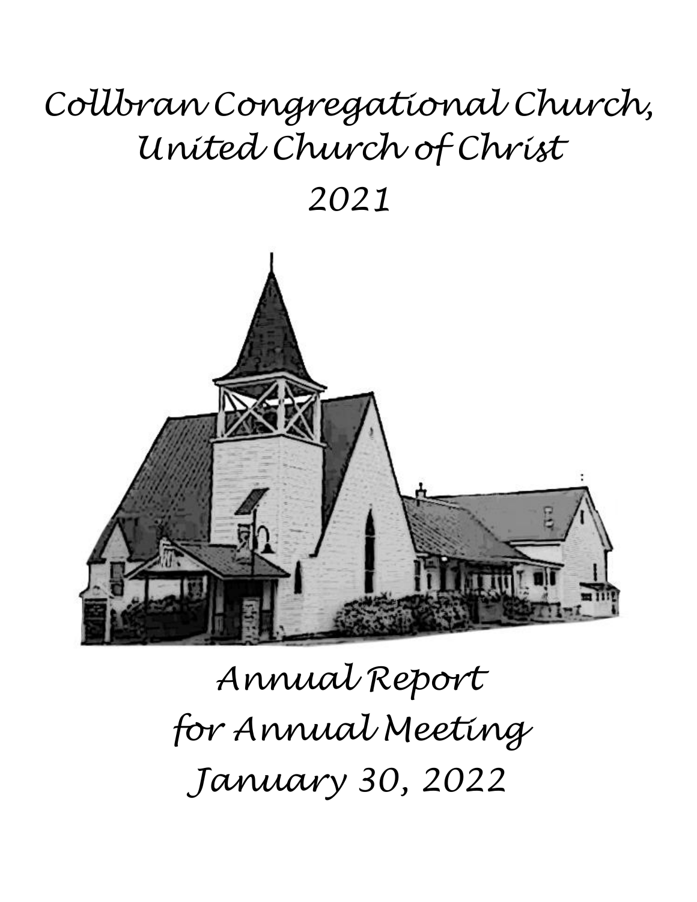# Collbran Congregational Church, United Church of Christ

# 2021

# Annual Report
# for Annual Meeting
# January 30, 2022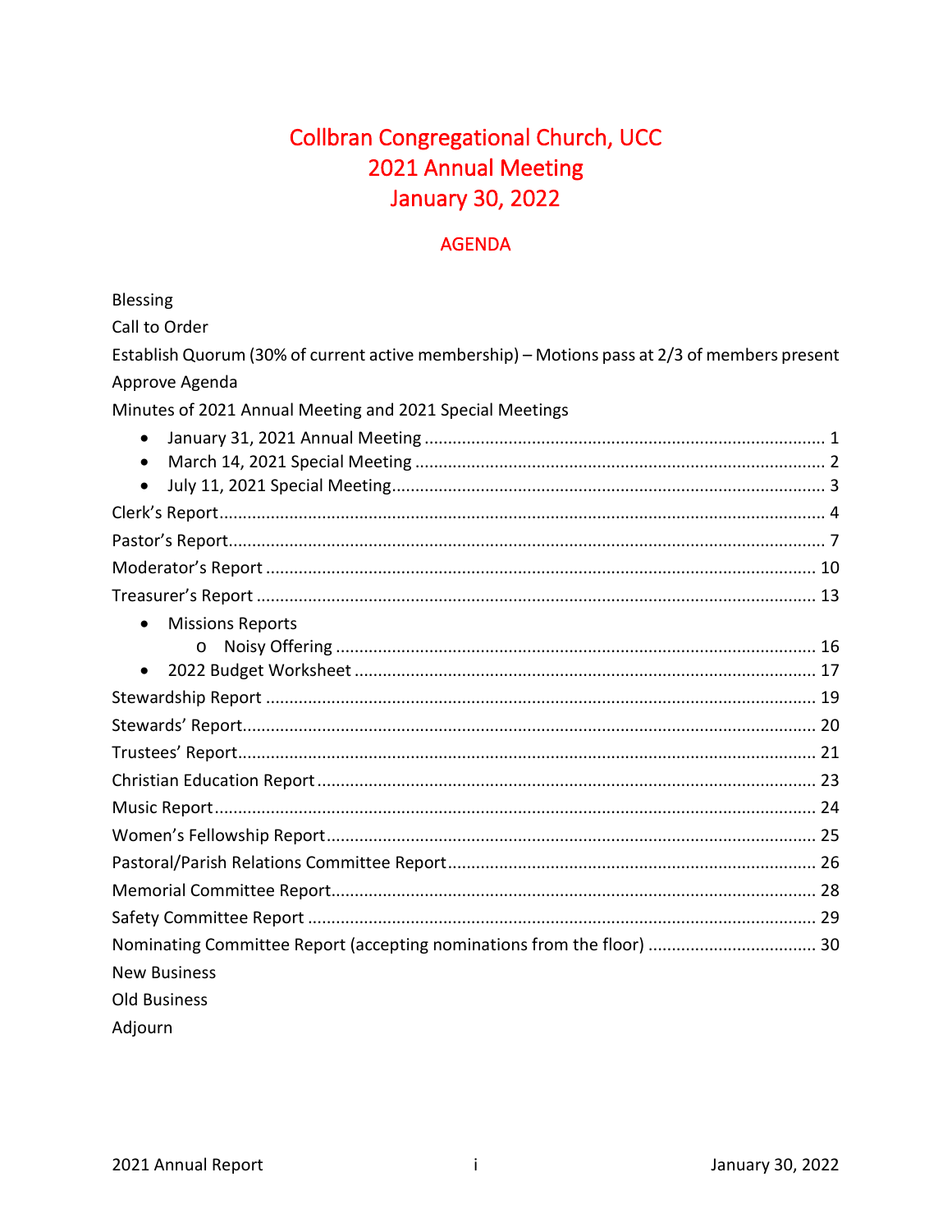# Collbran Congregational Church, UCC
# 2021 Annual Meeting
# January 30, 2022

## AGENDA

Blessing

Call to Order

Establish Quorum (30% of current active membership) – Motions pass at 2/3 of members present

Approve Agenda

Minutes of 2021 Annual Meeting and 2021 Special Meetings

- January 31, 2021 Annual Meeting .......... 1
- March 14, 2021 Special Meeting .......... 2
- July 11, 2021 Special Meeting .......... 3

Clerk's Report .......... 4

Pastor's Report .......... 7

Moderator's Report .......... 10

Treasurer's Report .......... 13

- Missions Reports
  - Noisy Offering .......... 16
- 2022 Budget Worksheet .......... 17

Stewardship Report .......... 19

Stewards' Report .......... 20

Trustees' Report .......... 21

Christian Education Report .......... 23

Music Report .......... 24

Women's Fellowship Report .......... 25

Pastoral/Parish Relations Committee Report .......... 26

Memorial Committee Report .......... 28

Safety Committee Report .......... 29

Nominating Committee Report (accepting nominations from the floor) .......... 30

New Business

Old Business

Adjourn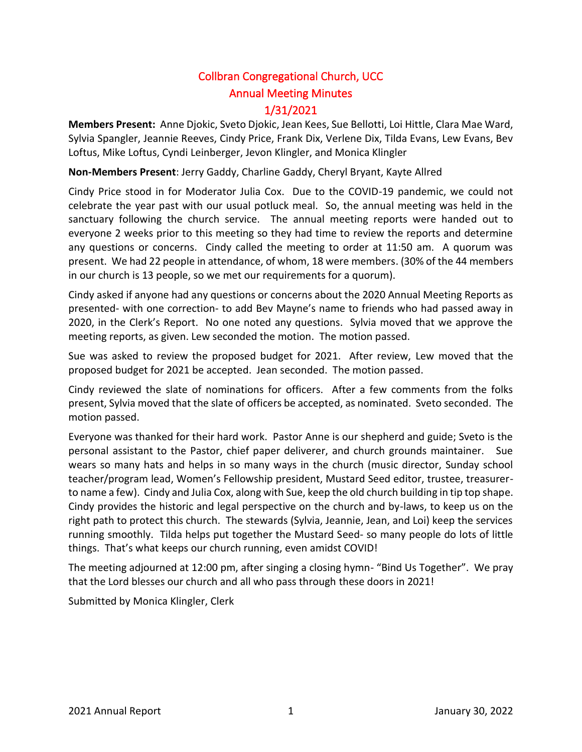# Collbran Congregational Church, UCC
# Annual Meeting Minutes
# 1/31/2021

**Members Present:** Anne Djokic, Sveto Djokic, Jean Kees, Sue Bellotti, Loi Hittle, Clara Mae Ward, Sylvia Spangler, Jeannie Reeves, Cindy Price, Frank Dix, Verlene Dix, Tilda Evans, Lew Evans, Bev Loftus, Mike Loftus, Cyndi Leinberger, Jevon Klingler, and Monica Klingler

**Non-Members Present**: Jerry Gaddy, Charline Gaddy, Cheryl Bryant, Kayte Allred

Cindy Price stood in for Moderator Julia Cox. Due to the COVID-19 pandemic, we could not celebrate the year past with our usual potluck meal. So, the annual meeting was held in the sanctuary following the church service. The annual meeting reports were handed out to everyone 2 weeks prior to this meeting so they had time to review the reports and determine any questions or concerns. Cindy called the meeting to order at 11:50 am. A quorum was present. We had 22 people in attendance, of whom, 18 were members. (30% of the 44 members in our church is 13 people, so we met our requirements for a quorum).

Cindy asked if anyone had any questions or concerns about the 2020 Annual Meeting Reports as presented- with one correction- to add Bev Mayne's name to friends who had passed away in 2020, in the Clerk's Report. No one noted any questions. Sylvia moved that we approve the meeting reports, as given. Lew seconded the motion. The motion passed.

Sue was asked to review the proposed budget for 2021. After review, Lew moved that the proposed budget for 2021 be accepted. Jean seconded. The motion passed.

Cindy reviewed the slate of nominations for officers. After a few comments from the folks present, Sylvia moved that the slate of officers be accepted, as nominated. Sveto seconded. The motion passed.

Everyone was thanked for their hard work. Pastor Anne is our shepherd and guide; Sveto is the personal assistant to the Pastor, chief paper deliverer, and church grounds maintainer. Sue wears so many hats and helps in so many ways in the church (music director, Sunday school teacher/program lead, Women's Fellowship president, Mustard Seed editor, trustee, treasurer- to name a few). Cindy and Julia Cox, along with Sue, keep the old church building in tip top shape. Cindy provides the historic and legal perspective on the church and by-laws, to keep us on the right path to protect this church. The stewards (Sylvia, Jeannie, Jean, and Loi) keep the services running smoothly. Tilda helps put together the Mustard Seed- so many people do lots of little things. That's what keeps our church running, even amidst COVID!

The meeting adjourned at 12:00 pm, after singing a closing hymn- "Bind Us Together". We pray that the Lord blesses our church and all who pass through these doors in 2021!

Submitted by Monica Klingler, Clerk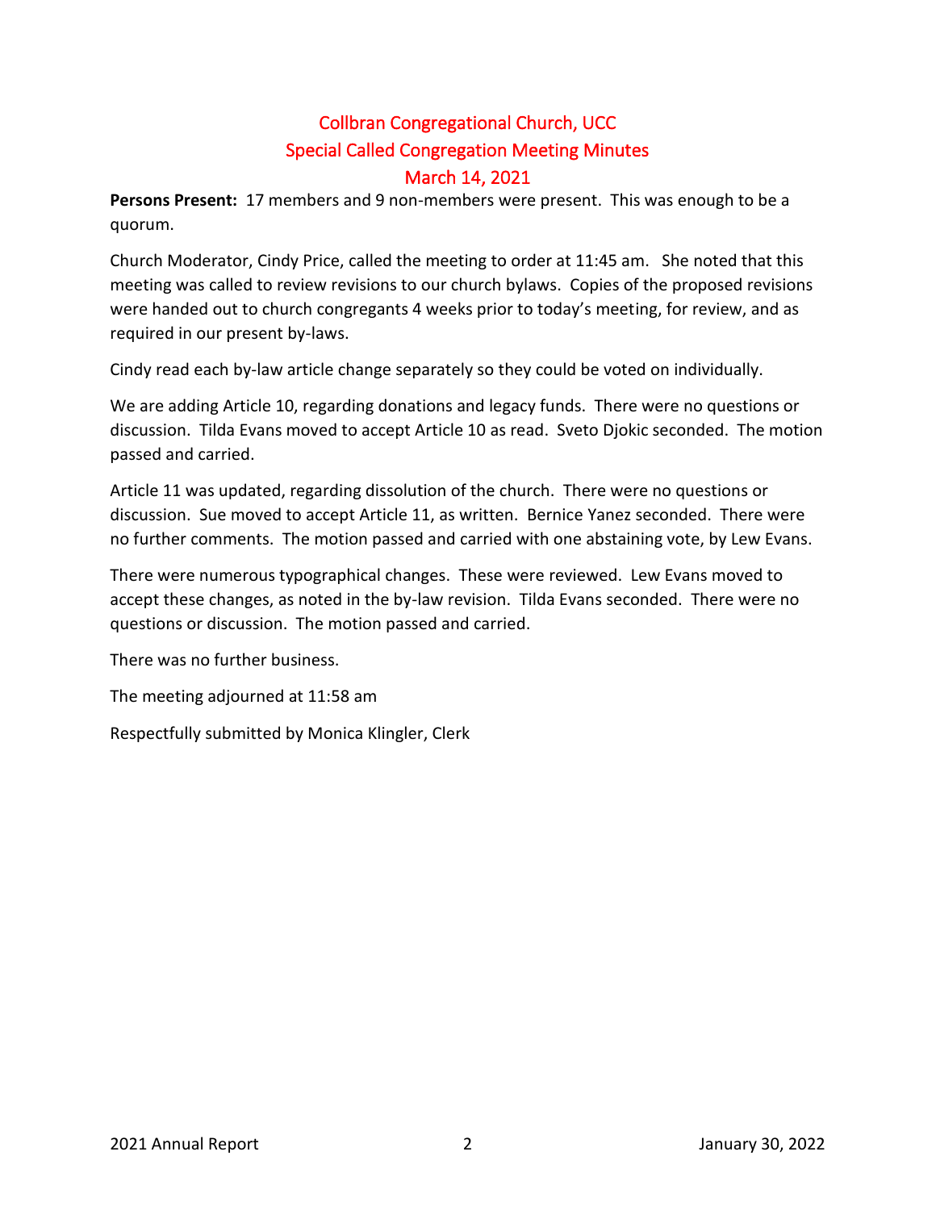# Collbran Congregational Church, UCC
## Special Called Congregation Meeting Minutes
## March 14, 2021

**Persons Present:** 17 members and 9 non-members were present. This was enough to be a quorum.

Church Moderator, Cindy Price, called the meeting to order at 11:45 am. She noted that this meeting was called to review revisions to our church bylaws. Copies of the proposed revisions were handed out to church congregants 4 weeks prior to today's meeting, for review, and as required in our present by-laws.

Cindy read each by-law article change separately so they could be voted on individually.

We are adding Article 10, regarding donations and legacy funds. There were no questions or discussion. Tilda Evans moved to accept Article 10 as read. Sveto Djokic seconded. The motion passed and carried.

Article 11 was updated, regarding dissolution of the church. There were no questions or discussion. Sue moved to accept Article 11, as written. Bernice Yanez seconded. There were no further comments. The motion passed and carried with one abstaining vote, by Lew Evans.

There were numerous typographical changes. These were reviewed. Lew Evans moved to accept these changes, as noted in the by-law revision. Tilda Evans seconded. There were no questions or discussion. The motion passed and carried.

There was no further business.

The meeting adjourned at 11:58 am

Respectfully submitted by Monica Klingler, Clerk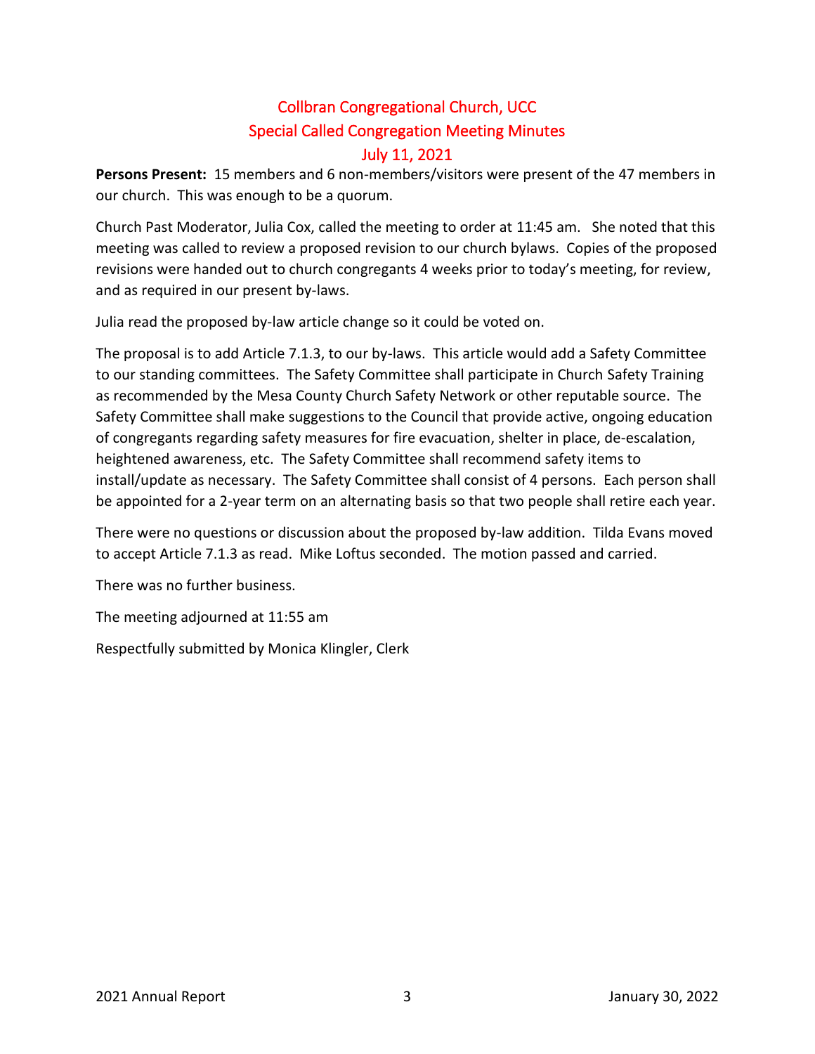# Collbran Congregational Church, UCC
## Special Called Congregation Meeting Minutes
## July 11, 2021

**Persons Present:** 15 members and 6 non-members/visitors were present of the 47 members in our church. This was enough to be a quorum.

Church Past Moderator, Julia Cox, called the meeting to order at 11:45 am. She noted that this meeting was called to review a proposed revision to our church bylaws. Copies of the proposed revisions were handed out to church congregants 4 weeks prior to today's meeting, for review, and as required in our present by-laws.

Julia read the proposed by-law article change so it could be voted on.

The proposal is to add Article 7.1.3, to our by-laws. This article would add a Safety Committee to our standing committees. The Safety Committee shall participate in Church Safety Training as recommended by the Mesa County Church Safety Network or other reputable source. The Safety Committee shall make suggestions to the Council that provide active, ongoing education of congregants regarding safety measures for fire evacuation, shelter in place, de-escalation, heightened awareness, etc. The Safety Committee shall recommend safety items to install/update as necessary. The Safety Committee shall consist of 4 persons. Each person shall be appointed for a 2-year term on an alternating basis so that two people shall retire each year.

There were no questions or discussion about the proposed by-law addition. Tilda Evans moved to accept Article 7.1.3 as read. Mike Loftus seconded. The motion passed and carried.

There was no further business.

The meeting adjourned at 11:55 am

Respectfully submitted by Monica Klingler, Clerk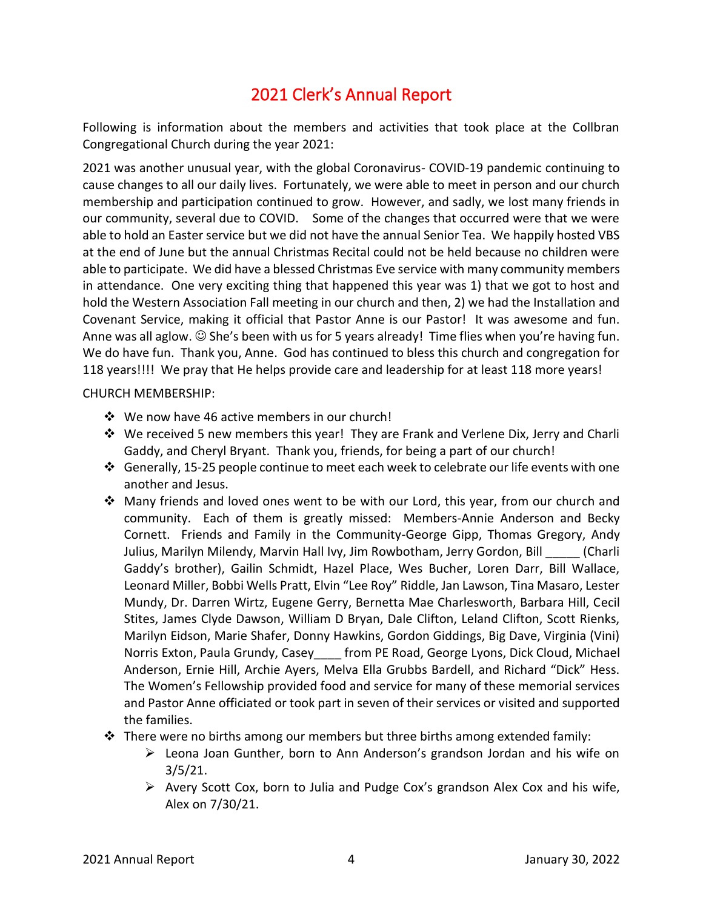# 2021 Clerk's Annual Report

Following is information about the members and activities that took place at the Collbran Congregational Church during the year 2021:

2021 was another unusual year, with the global Coronavirus- COVID-19 pandemic continuing to cause changes to all our daily lives. Fortunately, we were able to meet in person and our church membership and participation continued to grow. However, and sadly, we lost many friends in our community, several due to COVID. Some of the changes that occurred were that we were able to hold an Easter service but we did not have the annual Senior Tea. We happily hosted VBS at the end of June but the annual Christmas Recital could not be held because no children were able to participate. We did have a blessed Christmas Eve service with many community members in attendance. One very exciting thing that happened this year was 1) that we got to host and hold the Western Association Fall meeting in our church and then, 2) we had the Installation and Covenant Service, making it official that Pastor Anne is our Pastor! It was awesome and fun. Anne was all aglow. ☺ She's been with us for 5 years already! Time flies when you're having fun. We do have fun. Thank you, Anne. God has continued to bless this church and congregation for 118 years!!!! We pray that He helps provide care and leadership for at least 118 more years!

CHURCH MEMBERSHIP:

- We now have 46 active members in our church!
- We received 5 new members this year! They are Frank and Verlene Dix, Jerry and Charli Gaddy, and Cheryl Bryant. Thank you, friends, for being a part of our church!
- Generally, 15-25 people continue to meet each week to celebrate our life events with one another and Jesus.
- Many friends and loved ones went to be with our Lord, this year, from our church and community. Each of them is greatly missed: Members-Annie Anderson and Becky Cornett. Friends and Family in the Community-George Gipp, Thomas Gregory, Andy Julius, Marilyn Milendy, Marvin Hall Ivy, Jim Rowbotham, Jerry Gordon, Bill _____ (Charli Gaddy's brother), Gailin Schmidt, Hazel Place, Wes Bucher, Loren Darr, Bill Wallace, Leonard Miller, Bobbi Wells Pratt, Elvin "Lee Roy" Riddle, Jan Lawson, Tina Masaro, Lester Mundy, Dr. Darren Wirtz, Eugene Gerry, Bernetta Mae Charlesworth, Barbara Hill, Cecil Stites, James Clyde Dawson, William D Bryan, Dale Clifton, Leland Clifton, Scott Rienks, Marilyn Eidson, Marie Shafer, Donny Hawkins, Gordon Giddings, Big Dave, Virginia (Vini) Norris Exton, Paula Grundy, Casey____ from PE Road, George Lyons, Dick Cloud, Michael Anderson, Ernie Hill, Archie Ayers, Melva Ella Grubbs Bardell, and Richard "Dick" Hess. The Women's Fellowship provided food and service for many of these memorial services and Pastor Anne officiated or took part in seven of their services or visited and supported the families.
- There were no births among our members but three births among extended family:
  - Leona Joan Gunther, born to Ann Anderson's grandson Jordan and his wife on 3/5/21.
  - Avery Scott Cox, born to Julia and Pudge Cox's grandson Alex Cox and his wife, Alex on 7/30/21.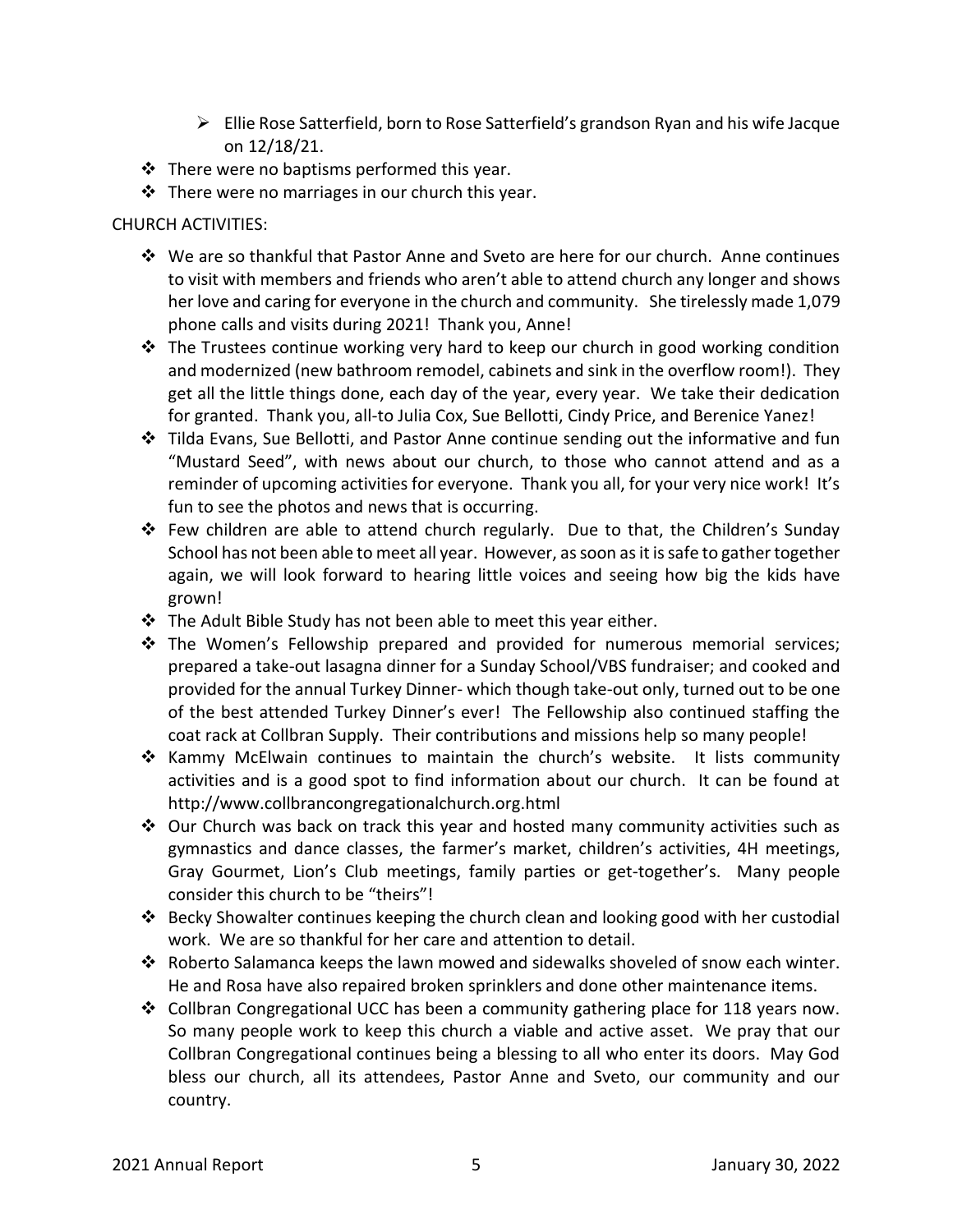- Ellie Rose Satterfield, born to Rose Satterfield's grandson Ryan and his wife Jacque on 12/18/21.

- There were no baptisms performed this year.
- There were no marriages in our church this year.

CHURCH ACTIVITIES:

- We are so thankful that Pastor Anne and Sveto are here for our church. Anne continues to visit with members and friends who aren't able to attend church any longer and shows her love and caring for everyone in the church and community. She tirelessly made 1,079 phone calls and visits during 2021! Thank you, Anne!
- The Trustees continue working very hard to keep our church in good working condition and modernized (new bathroom remodel, cabinets and sink in the overflow room!). They get all the little things done, each day of the year, every year. We take their dedication for granted. Thank you, all-to Julia Cox, Sue Bellotti, Cindy Price, and Berenice Yanez!
- Tilda Evans, Sue Bellotti, and Pastor Anne continue sending out the informative and fun "Mustard Seed", with news about our church, to those who cannot attend and as a reminder of upcoming activities for everyone. Thank you all, for your very nice work! It's fun to see the photos and news that is occurring.
- Few children are able to attend church regularly. Due to that, the Children's Sunday School has not been able to meet all year. However, as soon as it is safe to gather together again, we will look forward to hearing little voices and seeing how big the kids have grown!
- The Adult Bible Study has not been able to meet this year either.
- The Women's Fellowship prepared and provided for numerous memorial services; prepared a take-out lasagna dinner for a Sunday School/VBS fundraiser; and cooked and provided for the annual Turkey Dinner- which though take-out only, turned out to be one of the best attended Turkey Dinner's ever! The Fellowship also continued staffing the coat rack at Collbran Supply. Their contributions and missions help so many people!
- Kammy McElwain continues to maintain the church's website. It lists community activities and is a good spot to find information about our church. It can be found at http://www.collbrancongregationalchurch.org.html
- Our Church was back on track this year and hosted many community activities such as gymnastics and dance classes, the farmer's market, children's activities, 4H meetings, Gray Gourmet, Lion's Club meetings, family parties or get-together's. Many people consider this church to be "theirs"!
- Becky Showalter continues keeping the church clean and looking good with her custodial work. We are so thankful for her care and attention to detail.
- Roberto Salamanca keeps the lawn mowed and sidewalks shoveled of snow each winter. He and Rosa have also repaired broken sprinklers and done other maintenance items.
- Collbran Congregational UCC has been a community gathering place for 118 years now. So many people work to keep this church a viable and active asset. We pray that our Collbran Congregational continues being a blessing to all who enter its doors. May God bless our church, all its attendees, Pastor Anne and Sveto, our community and our country.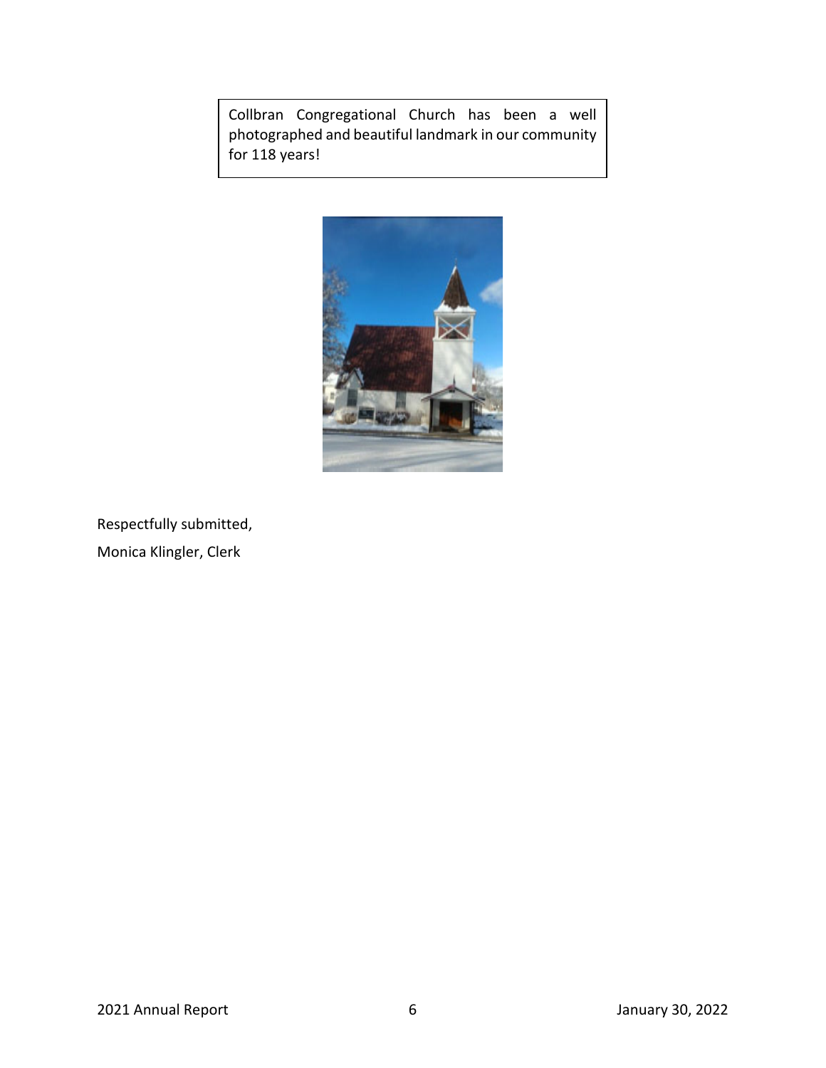Collbran Congregational Church has been a well photographed and beautiful landmark in our community for 118 years!

Respectfully submitted,

Monica Klingler, Clerk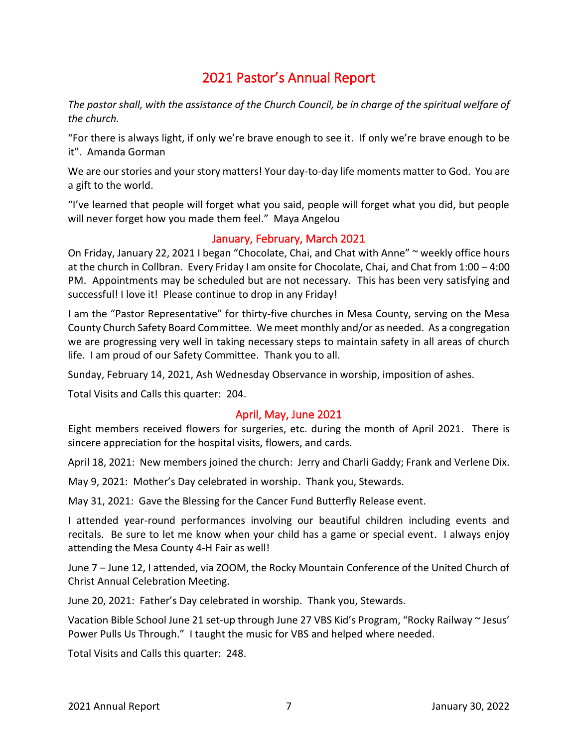# 2021 Pastor's Annual Report

*The pastor shall, with the assistance of the Church Council, be in charge of the spiritual welfare of the church.*

"For there is always light, if only we're brave enough to see it. If only we're brave enough to be it". Amanda Gorman

We are our stories and your story matters! Your day-to-day life moments matter to God. You are a gift to the world.

"I've learned that people will forget what you said, people will forget what you did, but people will never forget how you made them feel." Maya Angelou

## January, February, March 2021

On Friday, January 22, 2021 I began "Chocolate, Chai, and Chat with Anne" ~ weekly office hours at the church in Collbran. Every Friday I am onsite for Chocolate, Chai, and Chat from 1:00 – 4:00 PM. Appointments may be scheduled but are not necessary. This has been very satisfying and successful! I love it! Please continue to drop in any Friday!

I am the "Pastor Representative" for thirty-five churches in Mesa County, serving on the Mesa County Church Safety Board Committee. We meet monthly and/or as needed. As a congregation we are progressing very well in taking necessary steps to maintain safety in all areas of church life. I am proud of our Safety Committee. Thank you to all.

Sunday, February 14, 2021, Ash Wednesday Observance in worship, imposition of ashes.

Total Visits and Calls this quarter: 204.

## April, May, June 2021

Eight members received flowers for surgeries, etc. during the month of April 2021. There is sincere appreciation for the hospital visits, flowers, and cards.

April 18, 2021: New members joined the church: Jerry and Charli Gaddy; Frank and Verlene Dix.

May 9, 2021: Mother's Day celebrated in worship. Thank you, Stewards.

May 31, 2021: Gave the Blessing for the Cancer Fund Butterfly Release event.

I attended year-round performances involving our beautiful children including events and recitals. Be sure to let me know when your child has a game or special event. I always enjoy attending the Mesa County 4-H Fair as well!

June 7 – June 12, I attended, via ZOOM, the Rocky Mountain Conference of the United Church of Christ Annual Celebration Meeting.

June 20, 2021: Father's Day celebrated in worship. Thank you, Stewards.

Vacation Bible School June 21 set-up through June 27 VBS Kid's Program, "Rocky Railway ~ Jesus' Power Pulls Us Through." I taught the music for VBS and helped where needed.

Total Visits and Calls this quarter: 248.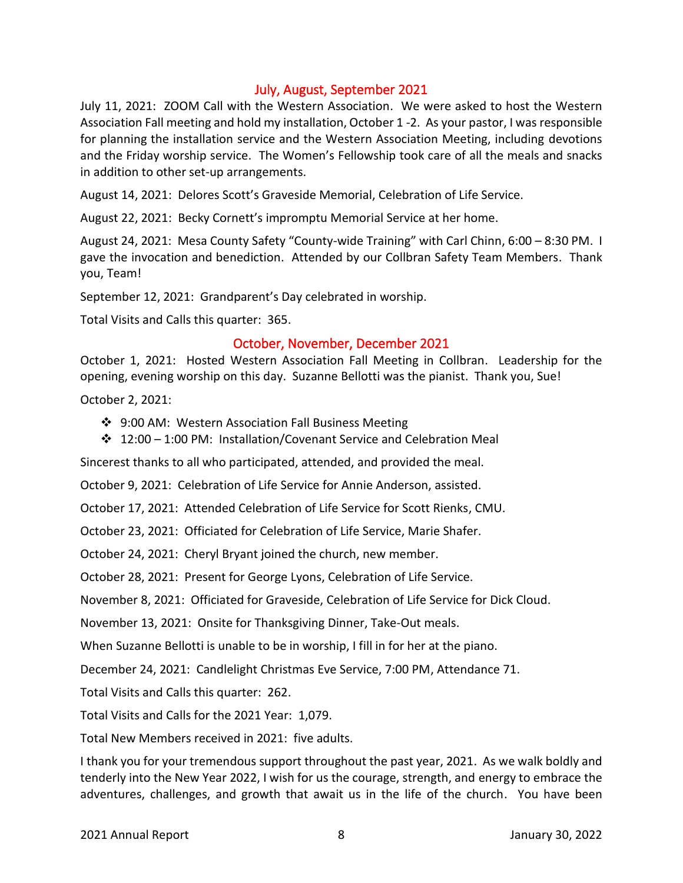## July, August, September 2021

July 11, 2021: ZOOM Call with the Western Association. We were asked to host the Western Association Fall meeting and hold my installation, October 1 -2. As your pastor, I was responsible for planning the installation service and the Western Association Meeting, including devotions and the Friday worship service. The Women's Fellowship took care of all the meals and snacks in addition to other set-up arrangements.

August 14, 2021: Delores Scott's Graveside Memorial, Celebration of Life Service.

August 22, 2021: Becky Cornett's impromptu Memorial Service at her home.

August 24, 2021: Mesa County Safety "County-wide Training" with Carl Chinn, 6:00 – 8:30 PM. I gave the invocation and benediction. Attended by our Collbran Safety Team Members. Thank you, Team!

September 12, 2021: Grandparent's Day celebrated in worship.

Total Visits and Calls this quarter: 365.

## October, November, December 2021

October 1, 2021: Hosted Western Association Fall Meeting in Collbran. Leadership for the opening, evening worship on this day. Suzanne Bellotti was the pianist. Thank you, Sue!

October 2, 2021:

- 9:00 AM: Western Association Fall Business Meeting
- 12:00 – 1:00 PM: Installation/Covenant Service and Celebration Meal

Sincerest thanks to all who participated, attended, and provided the meal.

October 9, 2021: Celebration of Life Service for Annie Anderson, assisted.

October 17, 2021: Attended Celebration of Life Service for Scott Rienks, CMU.

October 23, 2021: Officiated for Celebration of Life Service, Marie Shafer.

October 24, 2021: Cheryl Bryant joined the church, new member.

October 28, 2021: Present for George Lyons, Celebration of Life Service.

November 8, 2021: Officiated for Graveside, Celebration of Life Service for Dick Cloud.

November 13, 2021: Onsite for Thanksgiving Dinner, Take-Out meals.

When Suzanne Bellotti is unable to be in worship, I fill in for her at the piano.

December 24, 2021: Candlelight Christmas Eve Service, 7:00 PM, Attendance 71.

Total Visits and Calls this quarter: 262.

Total Visits and Calls for the 2021 Year: 1,079.

Total New Members received in 2021: five adults.

I thank you for your tremendous support throughout the past year, 2021. As we walk boldly and tenderly into the New Year 2022, I wish for us the courage, strength, and energy to embrace the adventures, challenges, and growth that await us in the life of the church. You have been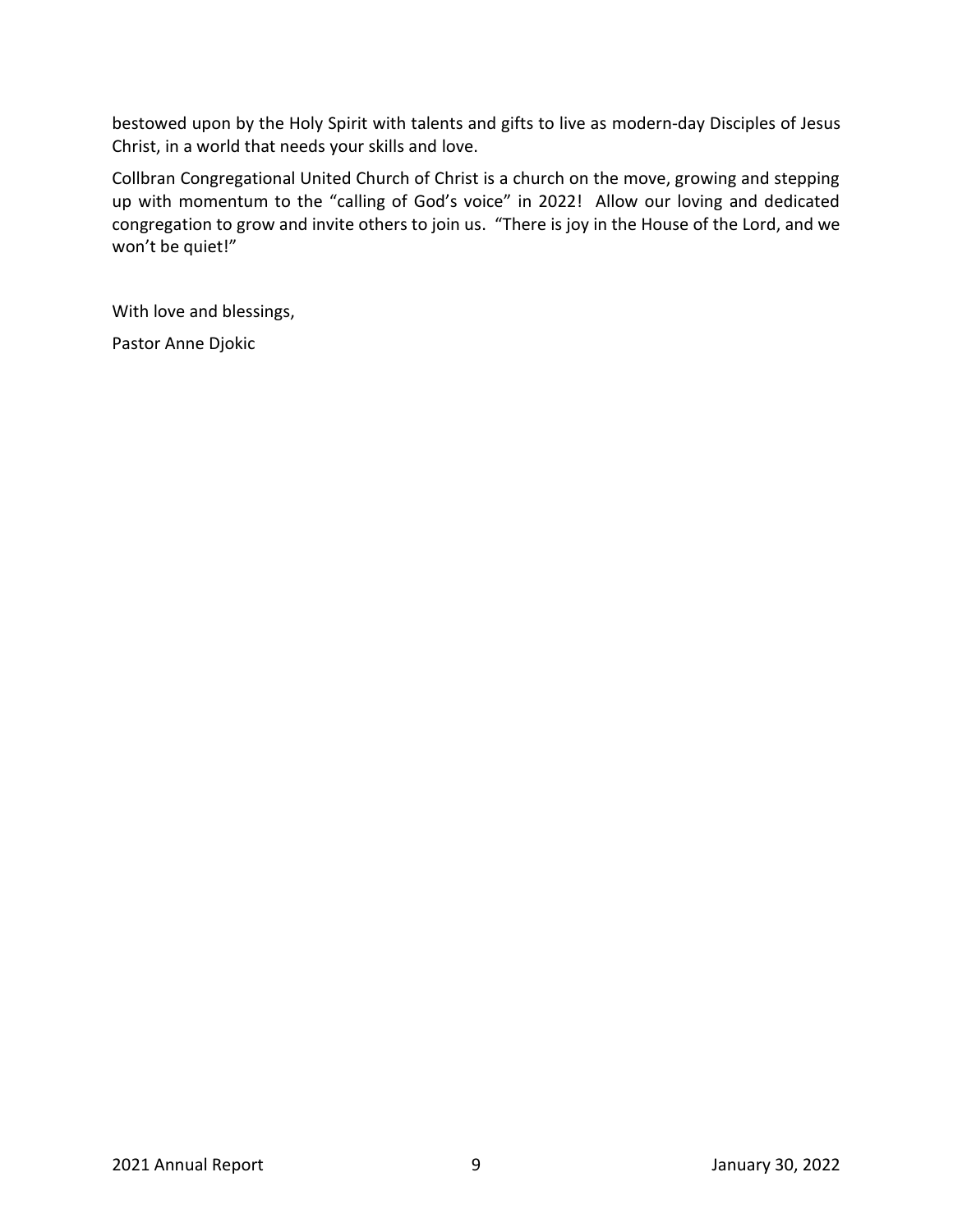bestowed upon by the Holy Spirit with talents and gifts to live as modern-day Disciples of Jesus Christ, in a world that needs your skills and love.

Collbran Congregational United Church of Christ is a church on the move, growing and stepping up with momentum to the "calling of God's voice" in 2022! Allow our loving and dedicated congregation to grow and invite others to join us. "There is joy in the House of the Lord, and we won't be quiet!"

With love and blessings,

Pastor Anne Djokic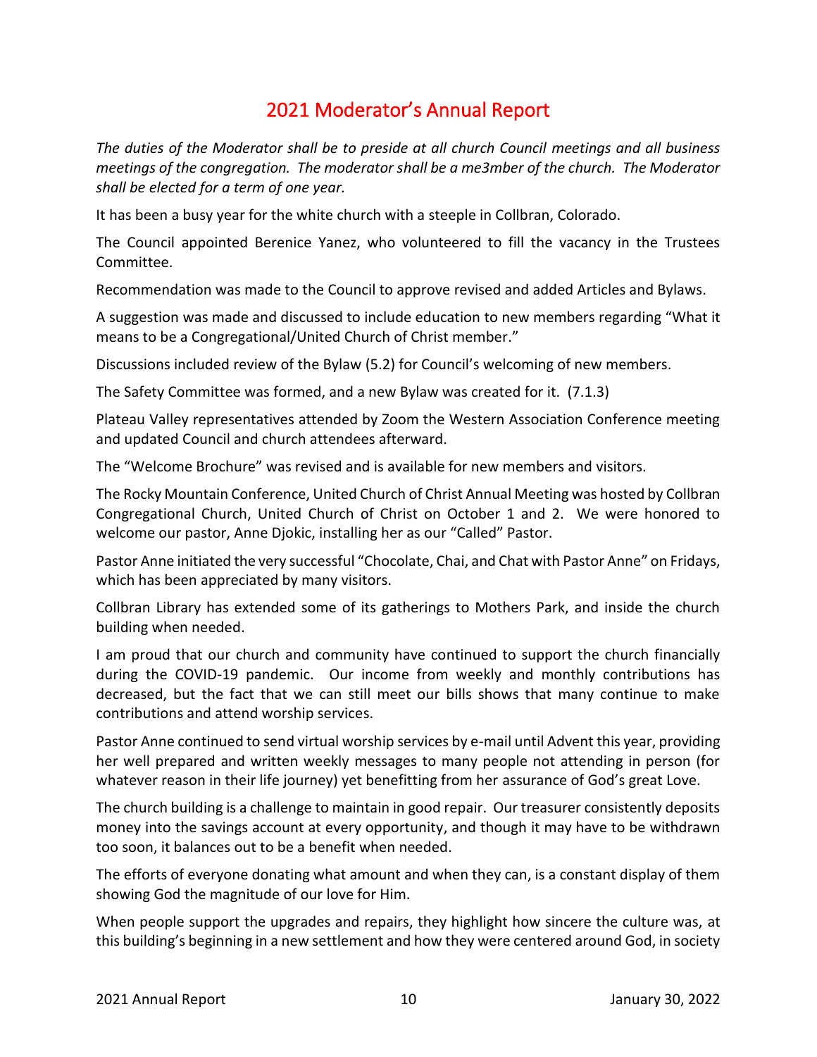# 2021 Moderator's Annual Report

*The duties of the Moderator shall be to preside at all church Council meetings and all business meetings of the congregation. The moderator shall be a me3mber of the church. The Moderator shall be elected for a term of one year.*

It has been a busy year for the white church with a steeple in Collbran, Colorado.

The Council appointed Berenice Yanez, who volunteered to fill the vacancy in the Trustees Committee.

Recommendation was made to the Council to approve revised and added Articles and Bylaws.

A suggestion was made and discussed to include education to new members regarding "What it means to be a Congregational/United Church of Christ member."

Discussions included review of the Bylaw (5.2) for Council's welcoming of new members.

The Safety Committee was formed, and a new Bylaw was created for it. (7.1.3)

Plateau Valley representatives attended by Zoom the Western Association Conference meeting and updated Council and church attendees afterward.

The "Welcome Brochure" was revised and is available for new members and visitors.

The Rocky Mountain Conference, United Church of Christ Annual Meeting was hosted by Collbran Congregational Church, United Church of Christ on October 1 and 2. We were honored to welcome our pastor, Anne Djokic, installing her as our "Called" Pastor.

Pastor Anne initiated the very successful "Chocolate, Chai, and Chat with Pastor Anne" on Fridays, which has been appreciated by many visitors.

Collbran Library has extended some of its gatherings to Mothers Park, and inside the church building when needed.

I am proud that our church and community have continued to support the church financially during the COVID-19 pandemic. Our income from weekly and monthly contributions has decreased, but the fact that we can still meet our bills shows that many continue to make contributions and attend worship services.

Pastor Anne continued to send virtual worship services by e-mail until Advent this year, providing her well prepared and written weekly messages to many people not attending in person (for whatever reason in their life journey) yet benefitting from her assurance of God's great Love.

The church building is a challenge to maintain in good repair. Our treasurer consistently deposits money into the savings account at every opportunity, and though it may have to be withdrawn too soon, it balances out to be a benefit when needed.

The efforts of everyone donating what amount and when they can, is a constant display of them showing God the magnitude of our love for Him.

When people support the upgrades and repairs, they highlight how sincere the culture was, at this building's beginning in a new settlement and how they were centered around God, in society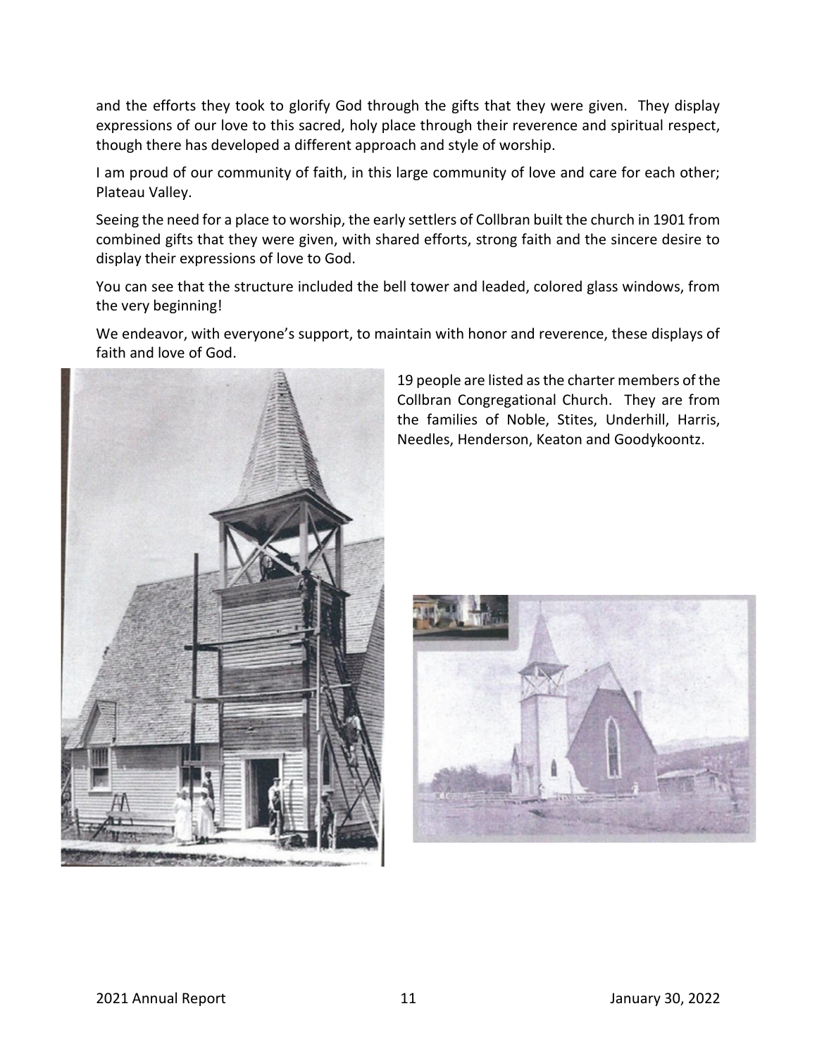and the efforts they took to glorify God through the gifts that they were given. They display expressions of our love to this sacred, holy place through their reverence and spiritual respect, though there has developed a different approach and style of worship.

I am proud of our community of faith, in this large community of love and care for each other; Plateau Valley.

Seeing the need for a place to worship, the early settlers of Collbran built the church in 1901 from combined gifts that they were given, with shared efforts, strong faith and the sincere desire to display their expressions of love to God.

You can see that the structure included the bell tower and leaded, colored glass windows, from the very beginning!

We endeavor, with everyone's support, to maintain with honor and reverence, these displays of faith and love of God.

19 people are listed as the charter members of the Collbran Congregational Church. They are from the families of Noble, Stites, Underhill, Harris, Needles, Henderson, Keaton and Goodykoontz.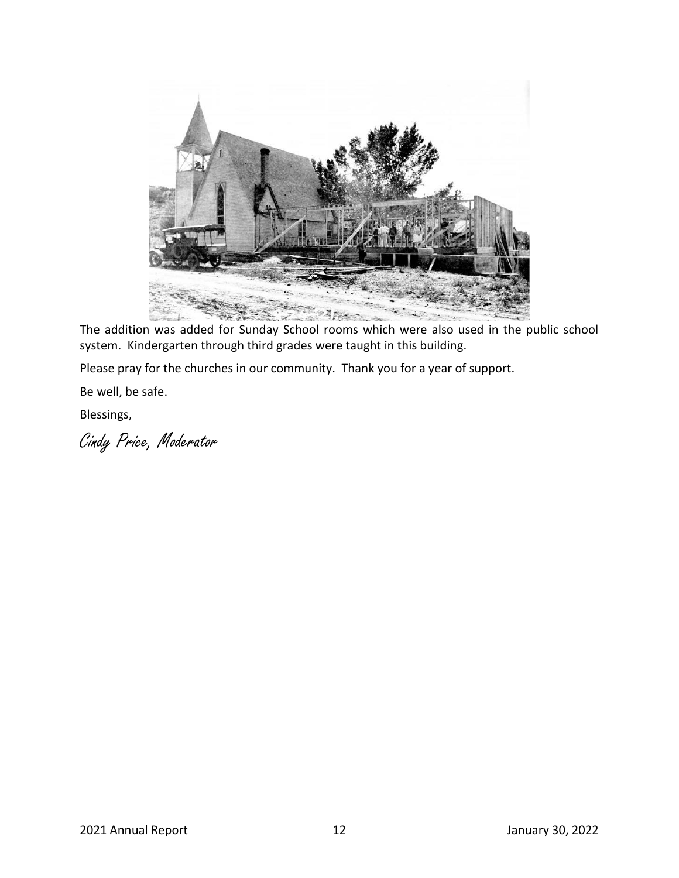The addition was added for Sunday School rooms which were also used in the public school system. Kindergarten through third grades were taught in this building.

Please pray for the churches in our community. Thank you for a year of support.

Be well, be safe.

Blessings,

*Cindy Price, Moderator*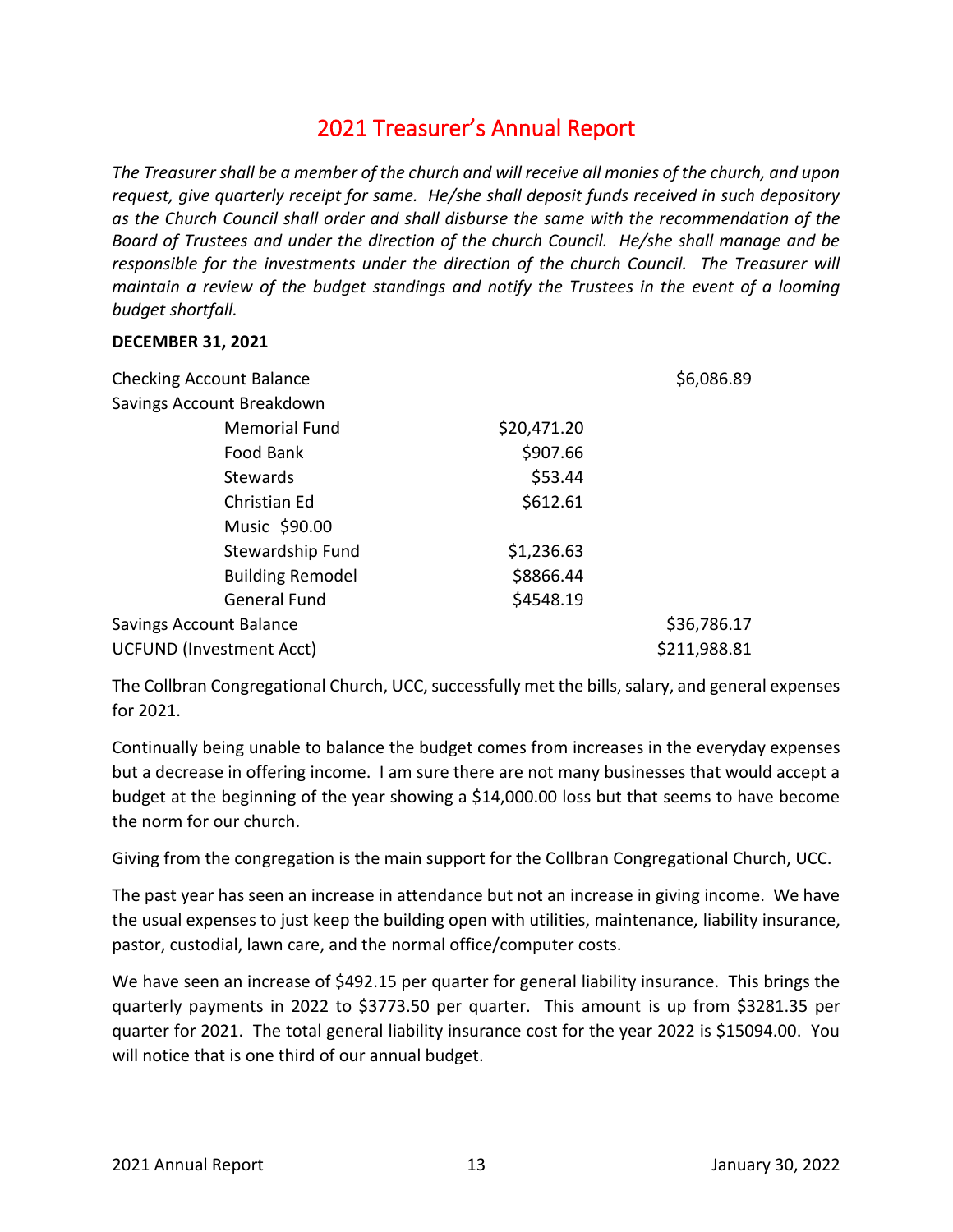# 2021 Treasurer's Annual Report

*The Treasurer shall be a member of the church and will receive all monies of the church, and upon request, give quarterly receipt for same. He/she shall deposit funds received in such depository as the Church Council shall order and shall disburse the same with the recommendation of the Board of Trustees and under the direction of the church Council. He/she shall manage and be responsible for the investments under the direction of the church Council. The Treasurer will maintain a review of the budget standings and notify the Trustees in the event of a looming budget shortfall.*

**DECEMBER 31, 2021**

| | | | |
|---|---|---|---|
| Checking Account Balance | | | $6,086.89 |
| Savings Account Breakdown | | | |
| | Memorial Fund | $20,471.20 | |
| | Food Bank | $907.66 | |
| | Stewards | $53.44 | |
| | Christian Ed | $612.61 | |
| | Music $90.00 | | |
| | Stewardship Fund | $1,236.63 | |
| | Building Remodel | $8866.44 | |
| | General Fund | $4548.19 | |
| Savings Account Balance | | | $36,786.17 |
| UCFUND (Investment Acct) | | | $211,988.81 |

The Collbran Congregational Church, UCC, successfully met the bills, salary, and general expenses for 2021.

Continually being unable to balance the budget comes from increases in the everyday expenses but a decrease in offering income. I am sure there are not many businesses that would accept a budget at the beginning of the year showing a $14,000.00 loss but that seems to have become the norm for our church.

Giving from the congregation is the main support for the Collbran Congregational Church, UCC.

The past year has seen an increase in attendance but not an increase in giving income. We have the usual expenses to just keep the building open with utilities, maintenance, liability insurance, pastor, custodial, lawn care, and the normal office/computer costs.

We have seen an increase of $492.15 per quarter for general liability insurance. This brings the quarterly payments in 2022 to $3773.50 per quarter. This amount is up from $3281.35 per quarter for 2021. The total general liability insurance cost for the year 2022 is $15094.00. You will notice that is one third of our annual budget.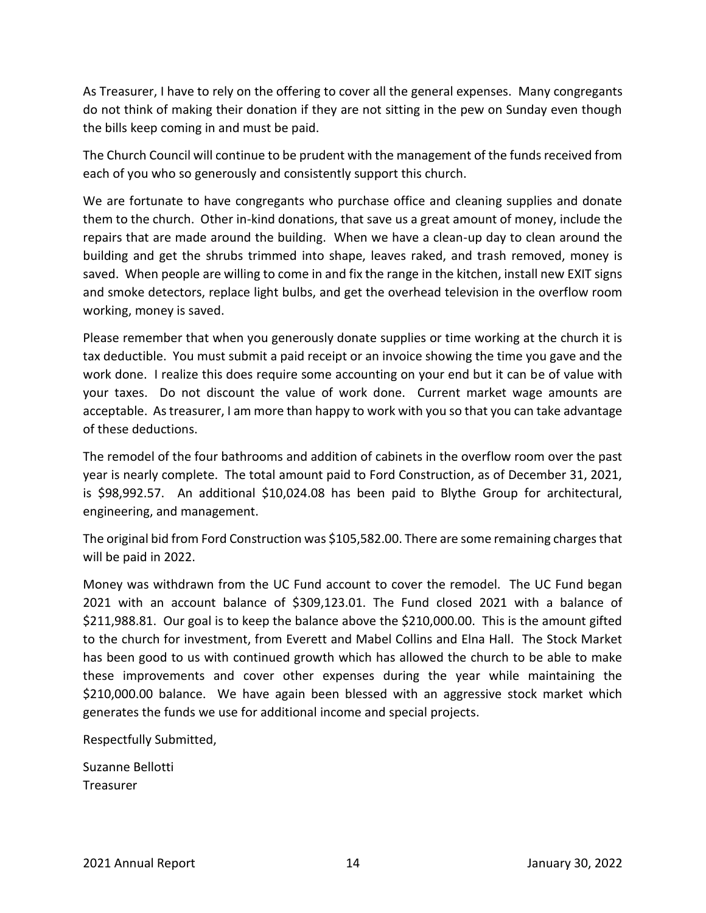As Treasurer, I have to rely on the offering to cover all the general expenses. Many congregants do not think of making their donation if they are not sitting in the pew on Sunday even though the bills keep coming in and must be paid.

The Church Council will continue to be prudent with the management of the funds received from each of you who so generously and consistently support this church.

We are fortunate to have congregants who purchase office and cleaning supplies and donate them to the church. Other in-kind donations, that save us a great amount of money, include the repairs that are made around the building. When we have a clean-up day to clean around the building and get the shrubs trimmed into shape, leaves raked, and trash removed, money is saved. When people are willing to come in and fix the range in the kitchen, install new EXIT signs and smoke detectors, replace light bulbs, and get the overhead television in the overflow room working, money is saved.

Please remember that when you generously donate supplies or time working at the church it is tax deductible. You must submit a paid receipt or an invoice showing the time you gave and the work done. I realize this does require some accounting on your end but it can be of value with your taxes. Do not discount the value of work done. Current market wage amounts are acceptable. As treasurer, I am more than happy to work with you so that you can take advantage of these deductions.

The remodel of the four bathrooms and addition of cabinets in the overflow room over the past year is nearly complete. The total amount paid to Ford Construction, as of December 31, 2021, is $98,992.57. An additional $10,024.08 has been paid to Blythe Group for architectural, engineering, and management.

The original bid from Ford Construction was $105,582.00. There are some remaining charges that will be paid in 2022.

Money was withdrawn from the UC Fund account to cover the remodel. The UC Fund began 2021 with an account balance of $309,123.01. The Fund closed 2021 with a balance of $211,988.81. Our goal is to keep the balance above the $210,000.00. This is the amount gifted to the church for investment, from Everett and Mabel Collins and Elna Hall. The Stock Market has been good to us with continued growth which has allowed the church to be able to make these improvements and cover other expenses during the year while maintaining the $210,000.00 balance. We have again been blessed with an aggressive stock market which generates the funds we use for additional income and special projects.

Respectfully Submitted,

Suzanne Bellotti
Treasurer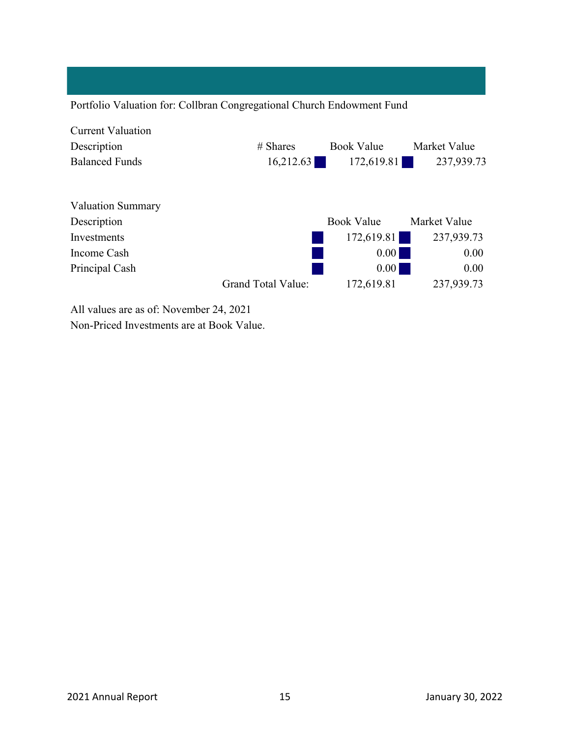Portfolio Valuation for: Collbran Congregational Church Endowment Fund

Current Valuation

| Description | # Shares | Book Value | Market Value |
|---|---|---|---|
| Balanced Funds | 16,212.63 | 172,619.81 | 237,939.73 |

Valuation Summary

| Description | | Book Value | Market Value |
|---|---|---|---|
| Investments | | 172,619.81 | 237,939.73 |
| Income Cash | | 0.00 | 0.00 |
| Principal Cash | | 0.00 | 0.00 |
| | Grand Total Value: | 172,619.81 | 237,939.73 |

All values are as of: November 24, 2021

Non-Priced Investments are at Book Value.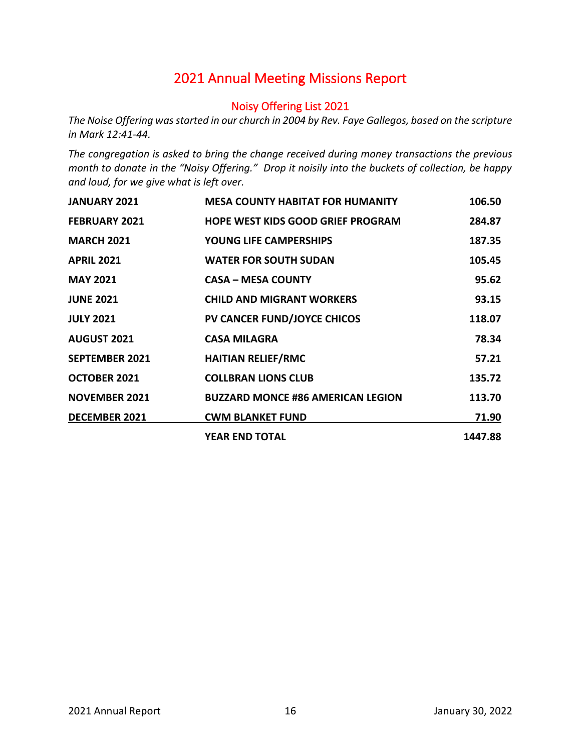# 2021 Annual Meeting Missions Report

## Noisy Offering List 2021

*The Noise Offering was started in our church in 2004 by Rev. Faye Gallegos, based on the scripture in Mark 12:41-44.*

*The congregation is asked to bring the change received during money transactions the previous month to donate in the "Noisy Offering." Drop it noisily into the buckets of collection, be happy and loud, for we give what is left over.*

| | | |
|---|---|---|
| **JANUARY 2021** | **MESA COUNTY HABITAT FOR HUMANITY** | **106.50** |
| **FEBRUARY 2021** | **HOPE WEST KIDS GOOD GRIEF PROGRAM** | **284.87** |
| **MARCH 2021** | **YOUNG LIFE CAMPERSHIPS** | **187.35** |
| **APRIL 2021** | **WATER FOR SOUTH SUDAN** | **105.45** |
| **MAY 2021** | **CASA – MESA COUNTY** | **95.62** |
| **JUNE 2021** | **CHILD AND MIGRANT WORKERS** | **93.15** |
| **JULY 2021** | **PV CANCER FUND/JOYCE CHICOS** | **118.07** |
| **AUGUST 2021** | **CASA MILAGRA** | **78.34** |
| **SEPTEMBER 2021** | **HAITIAN RELIEF/RMC** | **57.21** |
| **OCTOBER 2021** | **COLLBRAN LIONS CLUB** | **135.72** |
| **NOVEMBER 2021** | **BUZZARD MONCE #86 AMERICAN LEGION** | **113.70** |
| **DECEMBER 2021** | **CWM BLANKET FUND** | **71.90** |
| | **YEAR END TOTAL** | **1447.88** |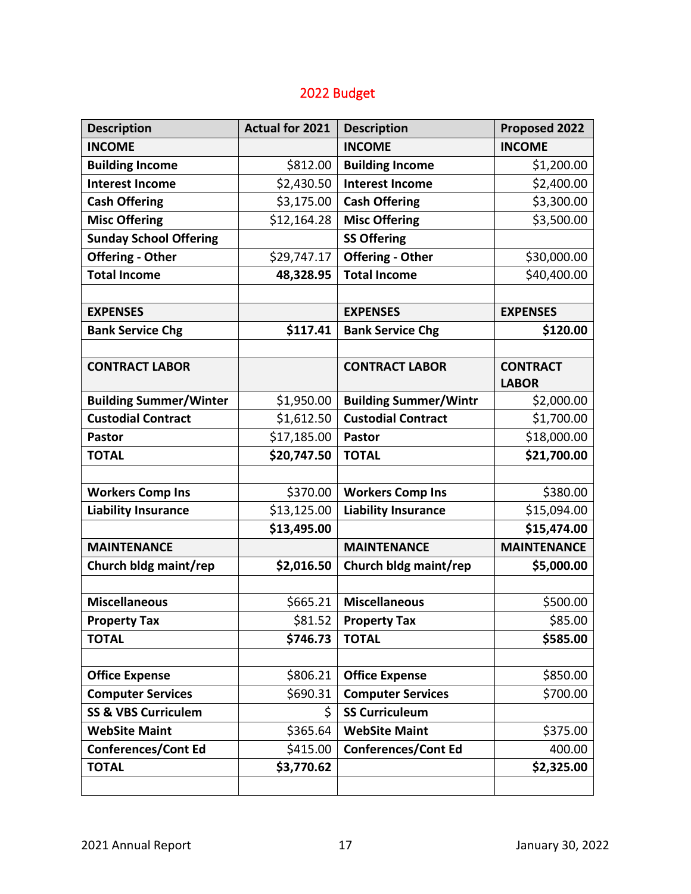## 2022 Budget

| Description | Actual for 2021 | Description | Proposed 2022 |
|---|---|---|---|
| **INCOME** | | **INCOME** | **INCOME** |
| **Building Income** | $812.00 | **Building Income** | $1,200.00 |
| **Interest Income** | $2,430.50 | **Interest Income** | $2,400.00 |
| **Cash Offering** | $3,175.00 | **Cash Offering** | $3,300.00 |
| **Misc Offering** | $12,164.28 | **Misc Offering** | $3,500.00 |
| **Sunday School Offering** | | **SS Offering** | |
| **Offering - Other** | $29,747.17 | **Offering - Other** | $30,000.00 |
| **Total Income** | **48,328.95** | **Total Income** | $40,400.00 |
| | | | |
| **EXPENSES** | | **EXPENSES** | **EXPENSES** |
| **Bank Service Chg** | **$117.41** | **Bank Service Chg** | **$120.00** |
| | | | |
| **CONTRACT LABOR** | | **CONTRACT LABOR** | **CONTRACT LABOR** |
| **Building Summer/Winter** | $1,950.00 | **Building Summer/Wintr** | $2,000.00 |
| **Custodial Contract** | $1,612.50 | **Custodial Contract** | $1,700.00 |
| **Pastor** | $17,185.00 | **Pastor** | $18,000.00 |
| **TOTAL** | **$20,747.50** | **TOTAL** | **$21,700.00** |
| | | | |
| **Workers Comp Ins** | $370.00 | **Workers Comp Ins** | $380.00 |
| **Liability Insurance** | $13,125.00 | **Liability Insurance** | $15,094.00 |
| | **$13,495.00** | | **$15,474.00** |
| **MAINTENANCE** | | **MAINTENANCE** | **MAINTENANCE** |
| **Church bldg maint/rep** | **$2,016.50** | **Church bldg maint/rep** | **$5,000.00** |
| | | | |
| **Miscellaneous** | $665.21 | **Miscellaneous** | $500.00 |
| **Property Tax** | $81.52 | **Property Tax** | $85.00 |
| **TOTAL** | **$746.73** | **TOTAL** | **$585.00** |
| | | | |
| **Office Expense** | $806.21 | **Office Expense** | $850.00 |
| **Computer Services** | $690.31 | **Computer Services** | $700.00 |
| **SS & VBS Curriculem** | $ | **SS Curriculeum** | |
| **WebSite Maint** | $365.64 | **WebSite Maint** | $375.00 |
| **Conferences/Cont Ed** | $415.00 | **Conferences/Cont Ed** | 400.00 |
| **TOTAL** | **$3,770.62** | | **$2,325.00** |
| | | | |

2021 Annual Report January 30, 2022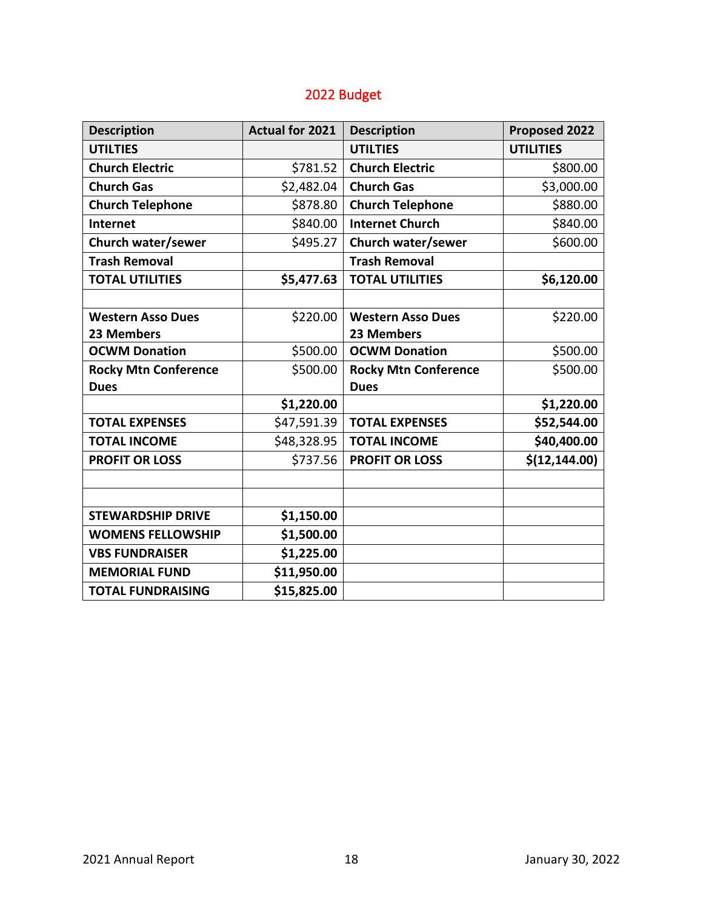## 2022 Budget

| Description | Actual for 2021 | Description | Proposed 2022 |
|---|---|---|---|
| **UTILTIES** | | **UTILTIES** | **UTILITIES** |
| **Church Electric** | $781.52 | **Church Electric** | $800.00 |
| **Church Gas** | $2,482.04 | **Church Gas** | $3,000.00 |
| **Church Telephone** | $878.80 | **Church Telephone** | $880.00 |
| **Internet** | $840.00 | **Internet Church** | $840.00 |
| **Church water/sewer** | $495.27 | **Church water/sewer** | $600.00 |
| **Trash Removal** | | **Trash Removal** | |
| **TOTAL UTILITIES** | **$5,477.63** | **TOTAL UTILITIES** | **$6,120.00** |
| | | | |
| **Western Asso Dues 23 Members** | $220.00 | **Western Asso Dues 23 Members** | $220.00 |
| **OCWM Donation** | $500.00 | **OCWM Donation** | $500.00 |
| **Rocky Mtn Conference Dues** | $500.00 | **Rocky Mtn Conference Dues** | $500.00 |
| | **$1,220.00** | | **$1,220.00** |
| **TOTAL EXPENSES** | $47,591.39 | **TOTAL EXPENSES** | **$52,544.00** |
| **TOTAL INCOME** | $48,328.95 | **TOTAL INCOME** | **$40,400.00** |
| **PROFIT OR LOSS** | $737.56 | **PROFIT OR LOSS** | **$(12,144.00)** |
| | | | |
| | | | |
| **STEWARDSHIP DRIVE** | **$1,150.00** | | |
| **WOMENS FELLOWSHIP** | **$1,500.00** | | |
| **VBS FUNDRAISER** | **$1,225.00** | | |
| **MEMORIAL FUND** | **$11,950.00** | | |
| **TOTAL FUNDRAISING** | **$15,825.00** | | |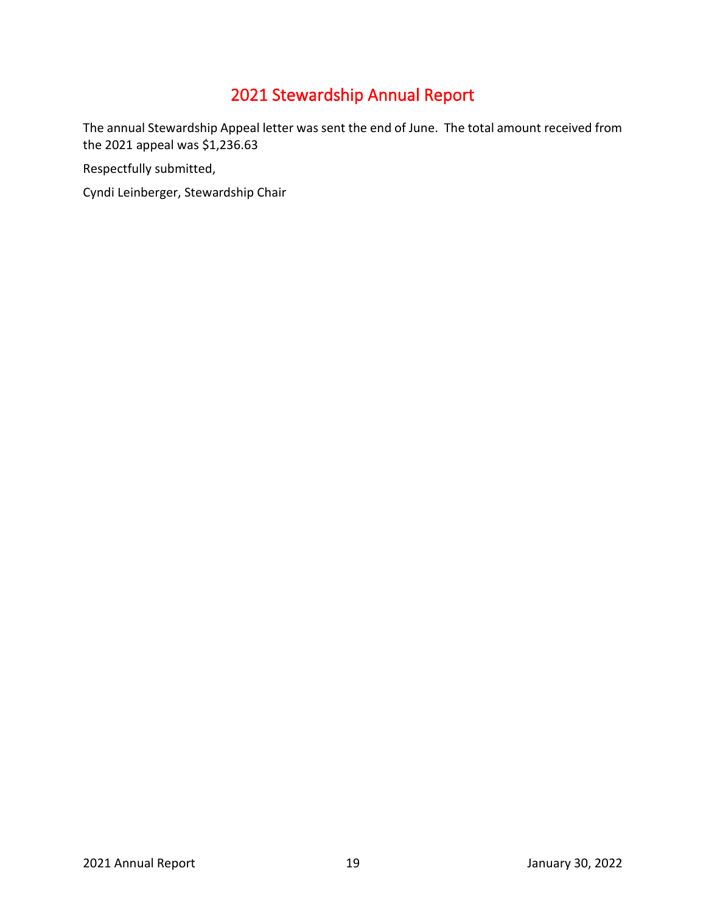# 2021 Stewardship Annual Report

The annual Stewardship Appeal letter was sent the end of June. The total amount received from the 2021 appeal was $1,236.63

Respectfully submitted,

Cyndi Leinberger, Stewardship Chair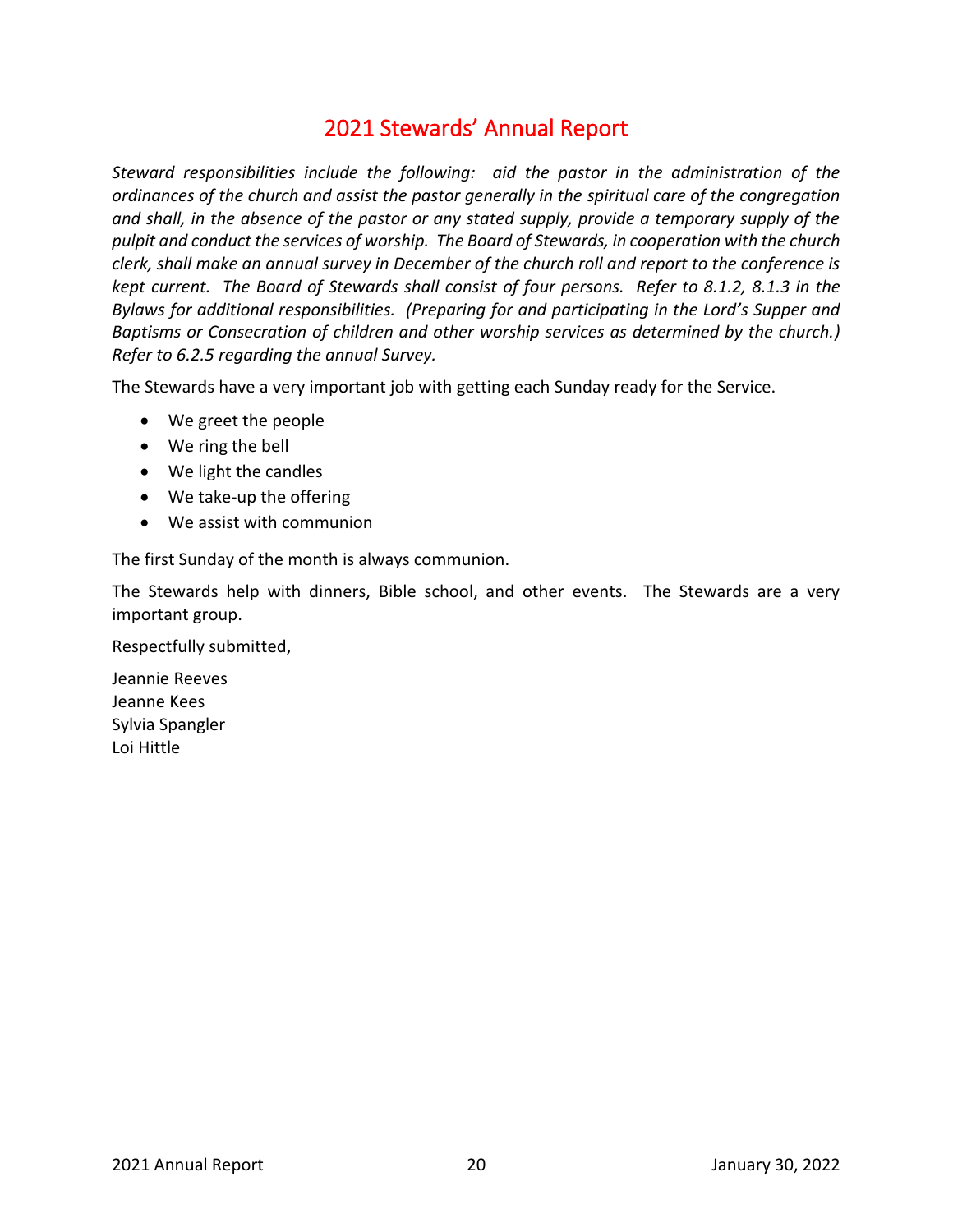# 2021 Stewards' Annual Report

*Steward responsibilities include the following: aid the pastor in the administration of the ordinances of the church and assist the pastor generally in the spiritual care of the congregation and shall, in the absence of the pastor or any stated supply, provide a temporary supply of the pulpit and conduct the services of worship. The Board of Stewards, in cooperation with the church clerk, shall make an annual survey in December of the church roll and report to the conference is kept current. The Board of Stewards shall consist of four persons. Refer to 8.1.2, 8.1.3 in the Bylaws for additional responsibilities. (Preparing for and participating in the Lord's Supper and Baptisms or Consecration of children and other worship services as determined by the church.) Refer to 6.2.5 regarding the annual Survey.*

The Stewards have a very important job with getting each Sunday ready for the Service.

- We greet the people
- We ring the bell
- We light the candles
- We take-up the offering
- We assist with communion

The first Sunday of the month is always communion.

The Stewards help with dinners, Bible school, and other events. The Stewards are a very important group.

Respectfully submitted,

Jeannie Reeves
Jeanne Kees
Sylvia Spangler
Loi Hittle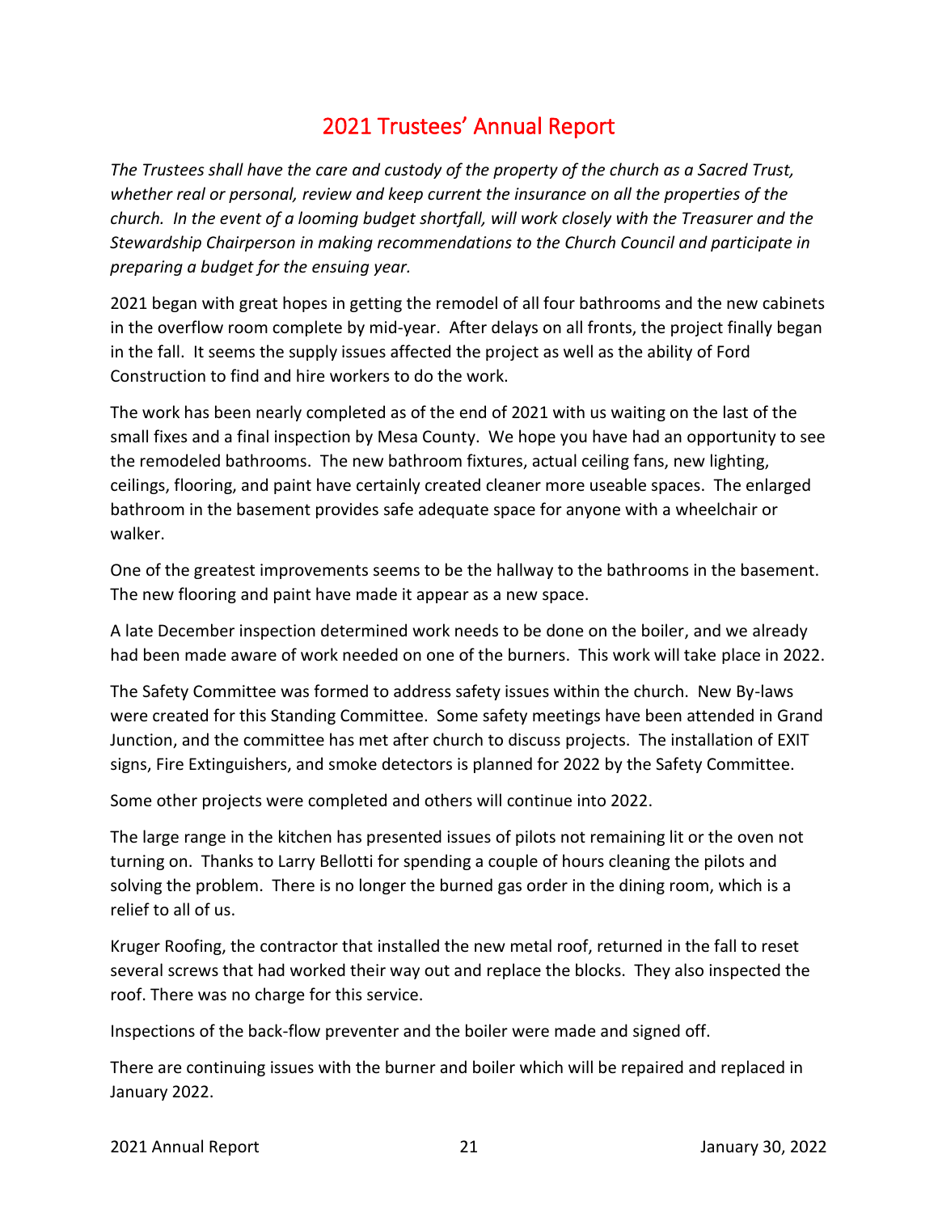# 2021 Trustees' Annual Report

*The Trustees shall have the care and custody of the property of the church as a Sacred Trust, whether real or personal, review and keep current the insurance on all the properties of the church. In the event of a looming budget shortfall, will work closely with the Treasurer and the Stewardship Chairperson in making recommendations to the Church Council and participate in preparing a budget for the ensuing year.*

2021 began with great hopes in getting the remodel of all four bathrooms and the new cabinets in the overflow room complete by mid-year. After delays on all fronts, the project finally began in the fall. It seems the supply issues affected the project as well as the ability of Ford Construction to find and hire workers to do the work.

The work has been nearly completed as of the end of 2021 with us waiting on the last of the small fixes and a final inspection by Mesa County. We hope you have had an opportunity to see the remodeled bathrooms. The new bathroom fixtures, actual ceiling fans, new lighting, ceilings, flooring, and paint have certainly created cleaner more useable spaces. The enlarged bathroom in the basement provides safe adequate space for anyone with a wheelchair or walker.

One of the greatest improvements seems to be the hallway to the bathrooms in the basement. The new flooring and paint have made it appear as a new space.

A late December inspection determined work needs to be done on the boiler, and we already had been made aware of work needed on one of the burners. This work will take place in 2022.

The Safety Committee was formed to address safety issues within the church. New By-laws were created for this Standing Committee. Some safety meetings have been attended in Grand Junction, and the committee has met after church to discuss projects. The installation of EXIT signs, Fire Extinguishers, and smoke detectors is planned for 2022 by the Safety Committee.

Some other projects were completed and others will continue into 2022.

The large range in the kitchen has presented issues of pilots not remaining lit or the oven not turning on. Thanks to Larry Bellotti for spending a couple of hours cleaning the pilots and solving the problem. There is no longer the burned gas order in the dining room, which is a relief to all of us.

Kruger Roofing, the contractor that installed the new metal roof, returned in the fall to reset several screws that had worked their way out and replace the blocks. They also inspected the roof. There was no charge for this service.

Inspections of the back-flow preventer and the boiler were made and signed off.

There are continuing issues with the burner and boiler which will be repaired and replaced in January 2022.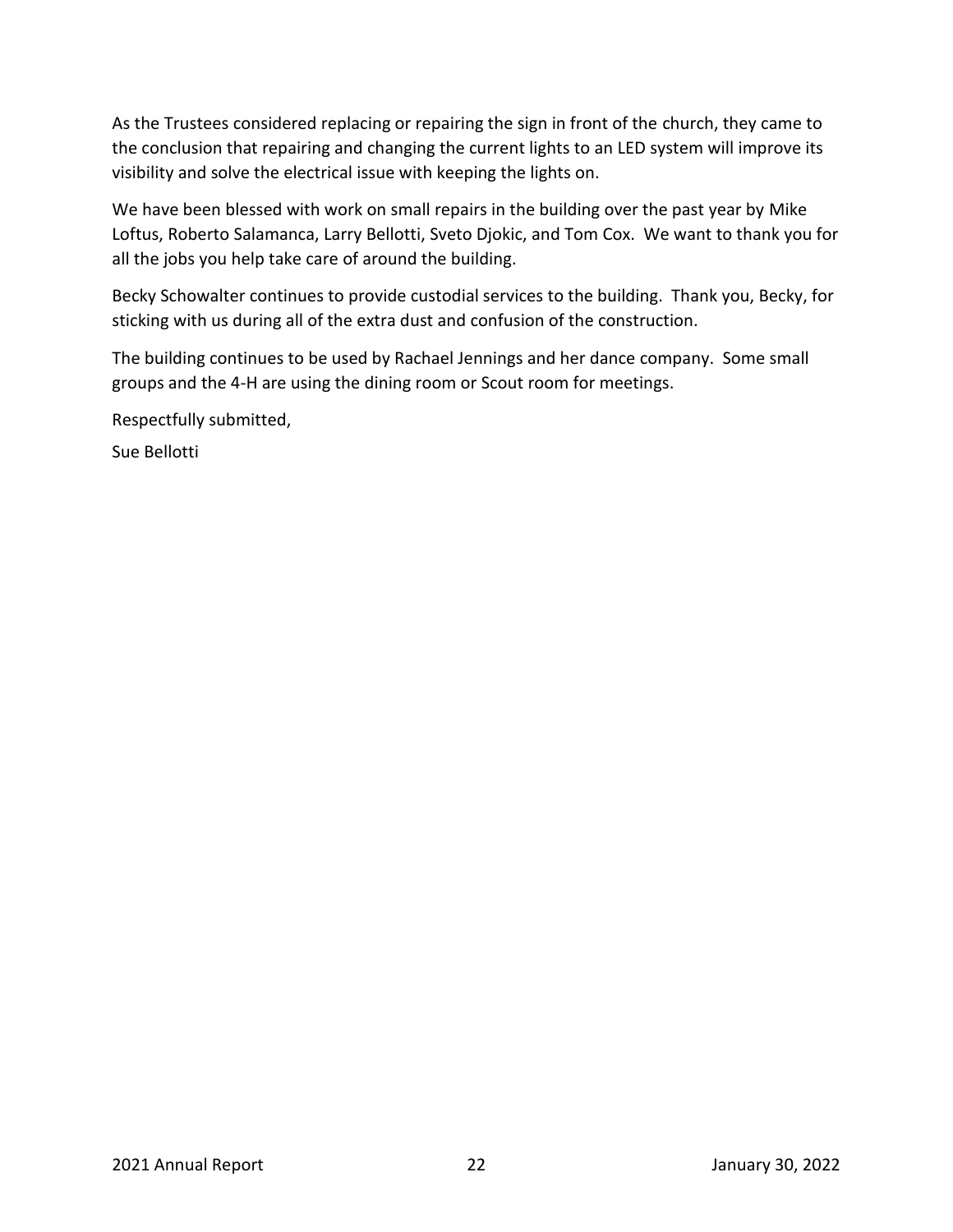As the Trustees considered replacing or repairing the sign in front of the church, they came to the conclusion that repairing and changing the current lights to an LED system will improve its visibility and solve the electrical issue with keeping the lights on.

We have been blessed with work on small repairs in the building over the past year by Mike Loftus, Roberto Salamanca, Larry Bellotti, Sveto Djokic, and Tom Cox. We want to thank you for all the jobs you help take care of around the building.

Becky Schowalter continues to provide custodial services to the building. Thank you, Becky, for sticking with us during all of the extra dust and confusion of the construction.

The building continues to be used by Rachael Jennings and her dance company. Some small groups and the 4-H are using the dining room or Scout room for meetings.

Respectfully submitted,

Sue Bellotti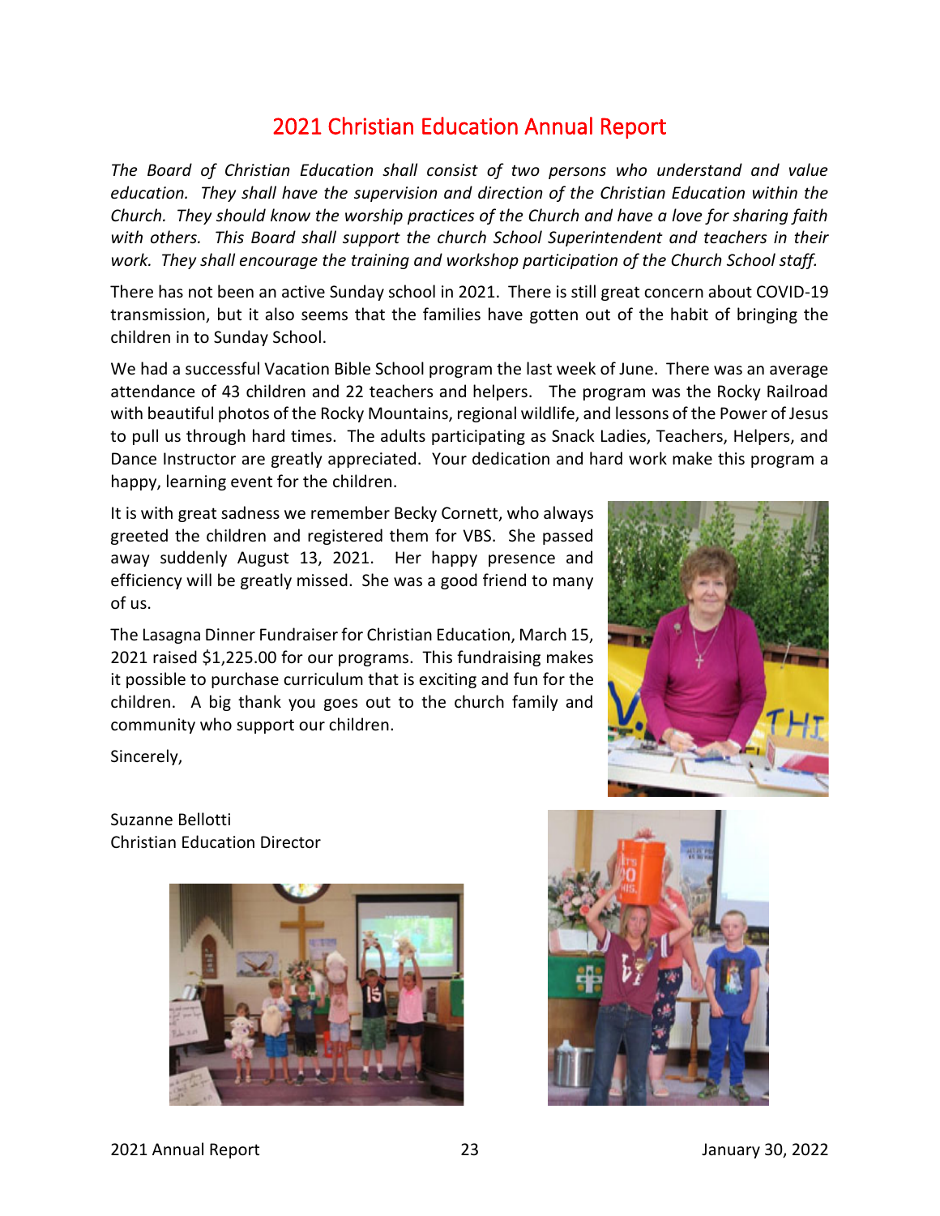# 2021 Christian Education Annual Report

*The Board of Christian Education shall consist of two persons who understand and value education. They shall have the supervision and direction of the Christian Education within the Church. They should know the worship practices of the Church and have a love for sharing faith with others. This Board shall support the church School Superintendent and teachers in their work. They shall encourage the training and workshop participation of the Church School staff.*

There has not been an active Sunday school in 2021. There is still great concern about COVID-19 transmission, but it also seems that the families have gotten out of the habit of bringing the children in to Sunday School.

We had a successful Vacation Bible School program the last week of June. There was an average attendance of 43 children and 22 teachers and helpers. The program was the Rocky Railroad with beautiful photos of the Rocky Mountains, regional wildlife, and lessons of the Power of Jesus to pull us through hard times. The adults participating as Snack Ladies, Teachers, Helpers, and Dance Instructor are greatly appreciated. Your dedication and hard work make this program a happy, learning event for the children.

It is with great sadness we remember Becky Cornett, who always greeted the children and registered them for VBS. She passed away suddenly August 13, 2021. Her happy presence and efficiency will be greatly missed. She was a good friend to many of us.

The Lasagna Dinner Fundraiser for Christian Education, March 15, 2021 raised $1,225.00 for our programs. This fundraising makes it possible to purchase curriculum that is exciting and fun for the children. A big thank you goes out to the church family and community who support our children.

Sincerely,

Suzanne Bellotti
Christian Education Director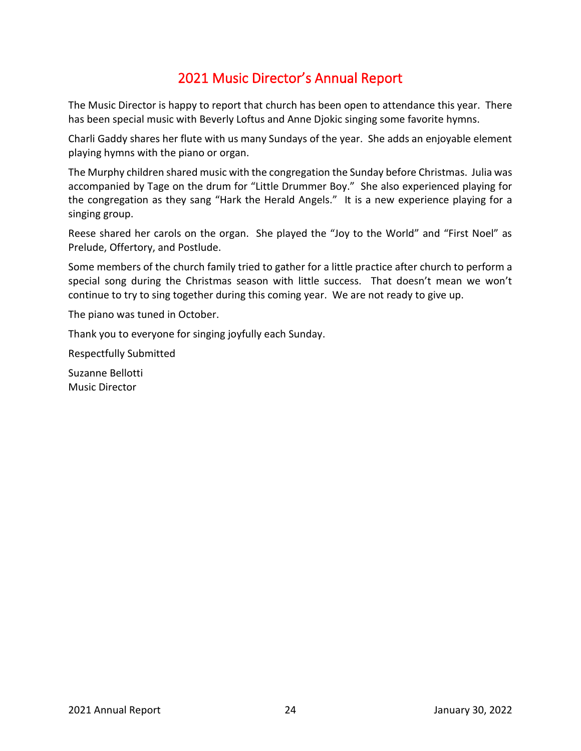# 2021 Music Director's Annual Report

The Music Director is happy to report that church has been open to attendance this year. There has been special music with Beverly Loftus and Anne Djokic singing some favorite hymns.

Charli Gaddy shares her flute with us many Sundays of the year. She adds an enjoyable element playing hymns with the piano or organ.

The Murphy children shared music with the congregation the Sunday before Christmas. Julia was accompanied by Tage on the drum for "Little Drummer Boy." She also experienced playing for the congregation as they sang "Hark the Herald Angels." It is a new experience playing for a singing group.

Reese shared her carols on the organ. She played the "Joy to the World" and "First Noel" as Prelude, Offertory, and Postlude.

Some members of the church family tried to gather for a little practice after church to perform a special song during the Christmas season with little success. That doesn't mean we won't continue to try to sing together during this coming year. We are not ready to give up.

The piano was tuned in October.

Thank you to everyone for singing joyfully each Sunday.

Respectfully Submitted

Suzanne Bellotti
Music Director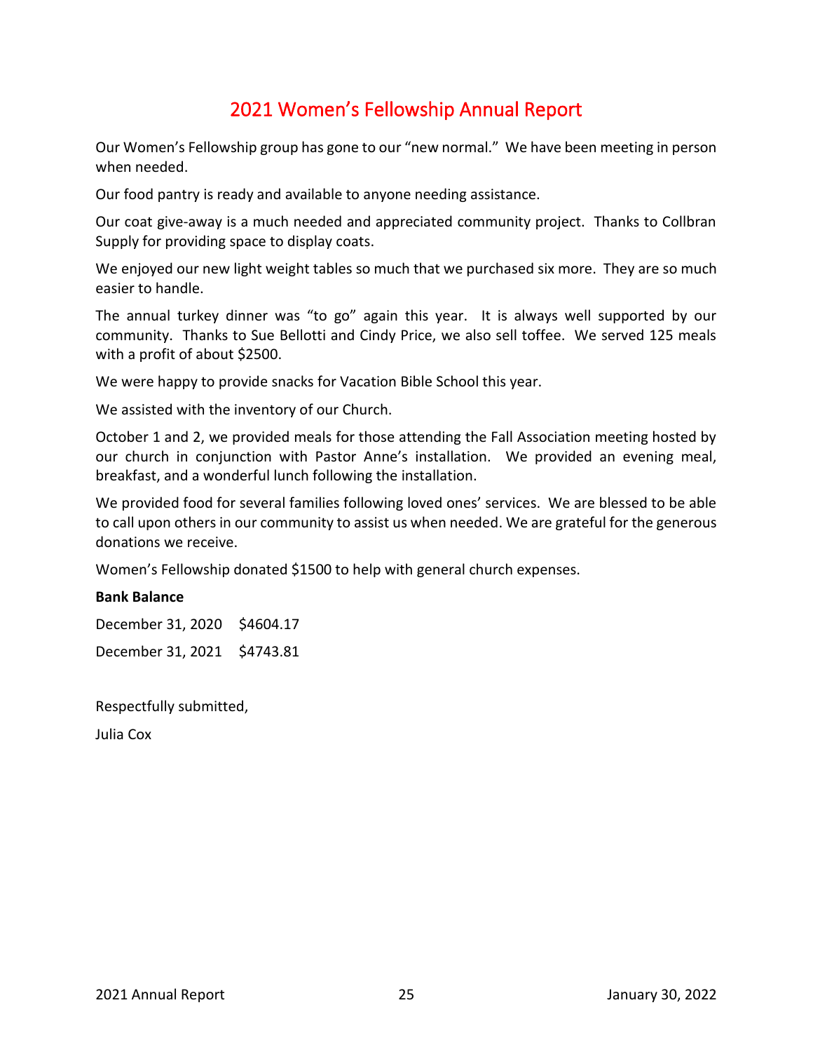# 2021 Women's Fellowship Annual Report

Our Women's Fellowship group has gone to our "new normal." We have been meeting in person when needed.

Our food pantry is ready and available to anyone needing assistance.

Our coat give-away is a much needed and appreciated community project. Thanks to Collbran Supply for providing space to display coats.

We enjoyed our new light weight tables so much that we purchased six more. They are so much easier to handle.

The annual turkey dinner was "to go" again this year. It is always well supported by our community. Thanks to Sue Bellotti and Cindy Price, we also sell toffee. We served 125 meals with a profit of about $2500.

We were happy to provide snacks for Vacation Bible School this year.

We assisted with the inventory of our Church.

October 1 and 2, we provided meals for those attending the Fall Association meeting hosted by our church in conjunction with Pastor Anne's installation. We provided an evening meal, breakfast, and a wonderful lunch following the installation.

We provided food for several families following loved ones' services. We are blessed to be able to call upon others in our community to assist us when needed. We are grateful for the generous donations we receive.

Women's Fellowship donated $1500 to help with general church expenses.

**Bank Balance**

December 31, 2020 $4604.17

December 31, 2021 $4743.81

Respectfully submitted,

Julia Cox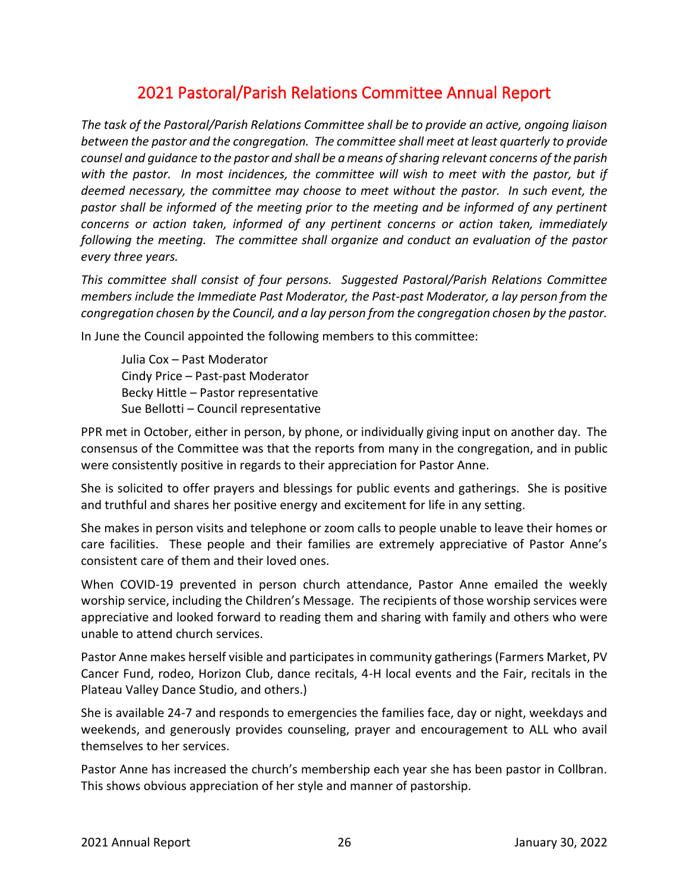# 2021 Pastoral/Parish Relations Committee Annual Report

*The task of the Pastoral/Parish Relations Committee shall be to provide an active, ongoing liaison between the pastor and the congregation. The committee shall meet at least quarterly to provide counsel and guidance to the pastor and shall be a means of sharing relevant concerns of the parish with the pastor. In most incidences, the committee will wish to meet with the pastor, but if deemed necessary, the committee may choose to meet without the pastor. In such event, the pastor shall be informed of the meeting prior to the meeting and be informed of any pertinent concerns or action taken, informed of any pertinent concerns or action taken, immediately following the meeting. The committee shall organize and conduct an evaluation of the pastor every three years.*

*This committee shall consist of four persons. Suggested Pastoral/Parish Relations Committee members include the Immediate Past Moderator, the Past-past Moderator, a lay person from the congregation chosen by the Council, and a lay person from the congregation chosen by the pastor.*

In June the Council appointed the following members to this committee:

Julia Cox – Past Moderator
Cindy Price – Past-past Moderator
Becky Hittle – Pastor representative
Sue Bellotti – Council representative

PPR met in October, either in person, by phone, or individually giving input on another day. The consensus of the Committee was that the reports from many in the congregation, and in public were consistently positive in regards to their appreciation for Pastor Anne.

She is solicited to offer prayers and blessings for public events and gatherings. She is positive and truthful and shares her positive energy and excitement for life in any setting.

She makes in person visits and telephone or zoom calls to people unable to leave their homes or care facilities. These people and their families are extremely appreciative of Pastor Anne's consistent care of them and their loved ones.

When COVID-19 prevented in person church attendance, Pastor Anne emailed the weekly worship service, including the Children's Message. The recipients of those worship services were appreciative and looked forward to reading them and sharing with family and others who were unable to attend church services.

Pastor Anne makes herself visible and participates in community gatherings (Farmers Market, PV Cancer Fund, rodeo, Horizon Club, dance recitals, 4-H local events and the Fair, recitals in the Plateau Valley Dance Studio, and others.)

She is available 24-7 and responds to emergencies the families face, day or night, weekdays and weekends, and generously provides counseling, prayer and encouragement to ALL who avail themselves to her services.

Pastor Anne has increased the church's membership each year she has been pastor in Collbran. This shows obvious appreciation of her style and manner of pastorship.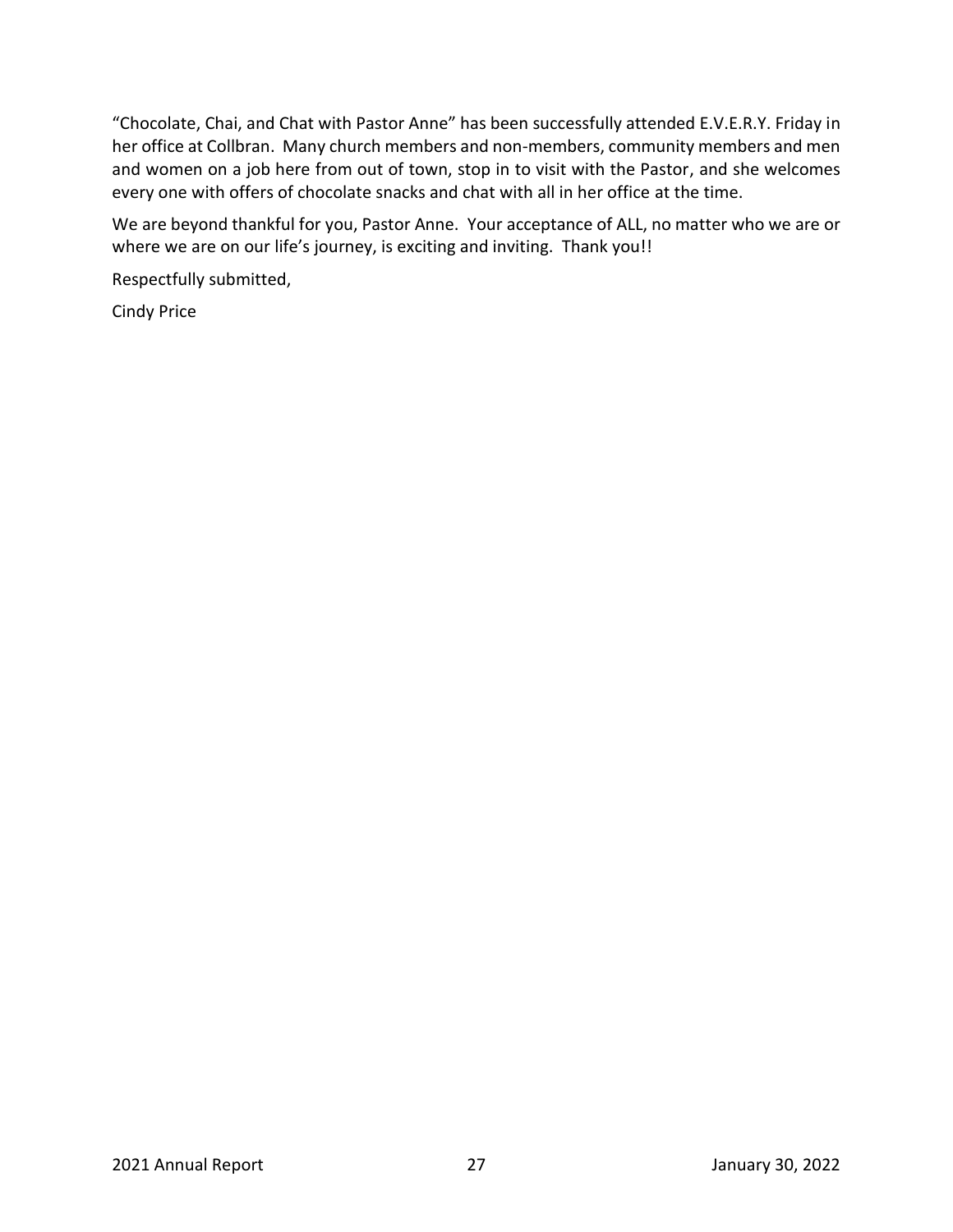"Chocolate, Chai, and Chat with Pastor Anne" has been successfully attended E.V.E.R.Y. Friday in her office at Collbran. Many church members and non-members, community members and men and women on a job here from out of town, stop in to visit with the Pastor, and she welcomes every one with offers of chocolate snacks and chat with all in her office at the time.

We are beyond thankful for you, Pastor Anne. Your acceptance of ALL, no matter who we are or where we are on our life's journey, is exciting and inviting. Thank you!!

Respectfully submitted,

Cindy Price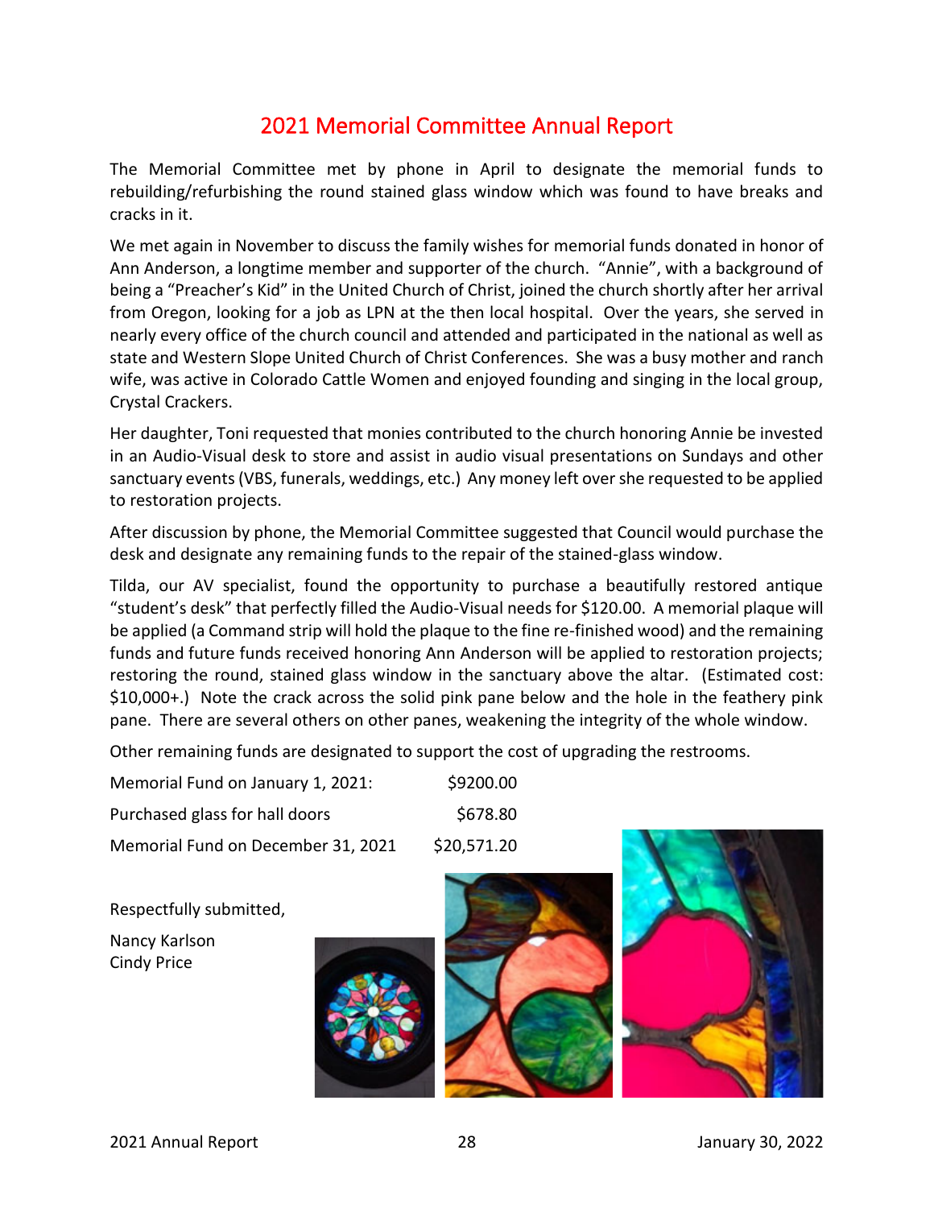# 2021 Memorial Committee Annual Report

The Memorial Committee met by phone in April to designate the memorial funds to rebuilding/refurbishing the round stained glass window which was found to have breaks and cracks in it.

We met again in November to discuss the family wishes for memorial funds donated in honor of Ann Anderson, a longtime member and supporter of the church. "Annie", with a background of being a "Preacher's Kid" in the United Church of Christ, joined the church shortly after her arrival from Oregon, looking for a job as LPN at the then local hospital. Over the years, she served in nearly every office of the church council and attended and participated in the national as well as state and Western Slope United Church of Christ Conferences. She was a busy mother and ranch wife, was active in Colorado Cattle Women and enjoyed founding and singing in the local group, Crystal Crackers.

Her daughter, Toni requested that monies contributed to the church honoring Annie be invested in an Audio-Visual desk to store and assist in audio visual presentations on Sundays and other sanctuary events (VBS, funerals, weddings, etc.) Any money left over she requested to be applied to restoration projects.

After discussion by phone, the Memorial Committee suggested that Council would purchase the desk and designate any remaining funds to the repair of the stained-glass window.

Tilda, our AV specialist, found the opportunity to purchase a beautifully restored antique "student's desk" that perfectly filled the Audio-Visual needs for $120.00. A memorial plaque will be applied (a Command strip will hold the plaque to the fine re-finished wood) and the remaining funds and future funds received honoring Ann Anderson will be applied to restoration projects; restoring the round, stained glass window in the sanctuary above the altar. (Estimated cost: $10,000+.) Note the crack across the solid pink pane below and the hole in the feathery pink pane. There are several others on other panes, weakening the integrity of the whole window.

Other remaining funds are designated to support the cost of upgrading the restrooms.

| | |
|---|---|
| Memorial Fund on January 1, 2021: | $9200.00 |
| Purchased glass for hall doors | $678.80 |
| Memorial Fund on December 31, 2021 | $20,571.20 |

Respectfully submitted,

Nancy Karlson
Cindy Price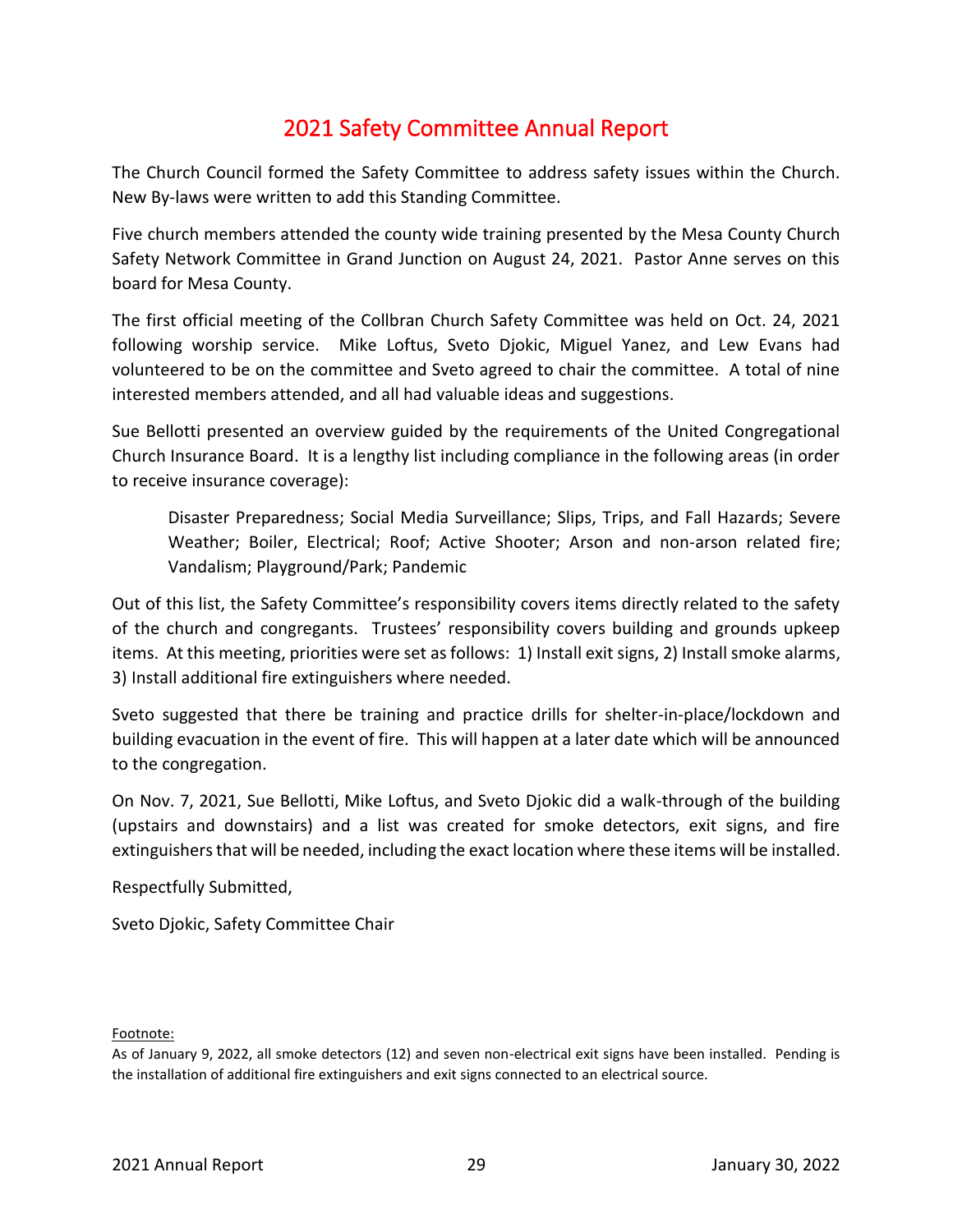# 2021 Safety Committee Annual Report

The Church Council formed the Safety Committee to address safety issues within the Church. New By-laws were written to add this Standing Committee.

Five church members attended the county wide training presented by the Mesa County Church Safety Network Committee in Grand Junction on August 24, 2021. Pastor Anne serves on this board for Mesa County.

The first official meeting of the Collbran Church Safety Committee was held on Oct. 24, 2021 following worship service. Mike Loftus, Sveto Djokic, Miguel Yanez, and Lew Evans had volunteered to be on the committee and Sveto agreed to chair the committee. A total of nine interested members attended, and all had valuable ideas and suggestions.

Sue Bellotti presented an overview guided by the requirements of the United Congregational Church Insurance Board. It is a lengthy list including compliance in the following areas (in order to receive insurance coverage):

> Disaster Preparedness; Social Media Surveillance; Slips, Trips, and Fall Hazards; Severe Weather; Boiler, Electrical; Roof; Active Shooter; Arson and non-arson related fire; Vandalism; Playground/Park; Pandemic

Out of this list, the Safety Committee's responsibility covers items directly related to the safety of the church and congregants. Trustees' responsibility covers building and grounds upkeep items. At this meeting, priorities were set as follows: 1) Install exit signs, 2) Install smoke alarms, 3) Install additional fire extinguishers where needed.

Sveto suggested that there be training and practice drills for shelter-in-place/lockdown and building evacuation in the event of fire. This will happen at a later date which will be announced to the congregation.

On Nov. 7, 2021, Sue Bellotti, Mike Loftus, and Sveto Djokic did a walk-through of the building (upstairs and downstairs) and a list was created for smoke detectors, exit signs, and fire extinguishers that will be needed, including the exact location where these items will be installed.

Respectfully Submitted,

Sveto Djokic, Safety Committee Chair

Footnote:

As of January 9, 2022, all smoke detectors (12) and seven non-electrical exit signs have been installed. Pending is the installation of additional fire extinguishers and exit signs connected to an electrical source.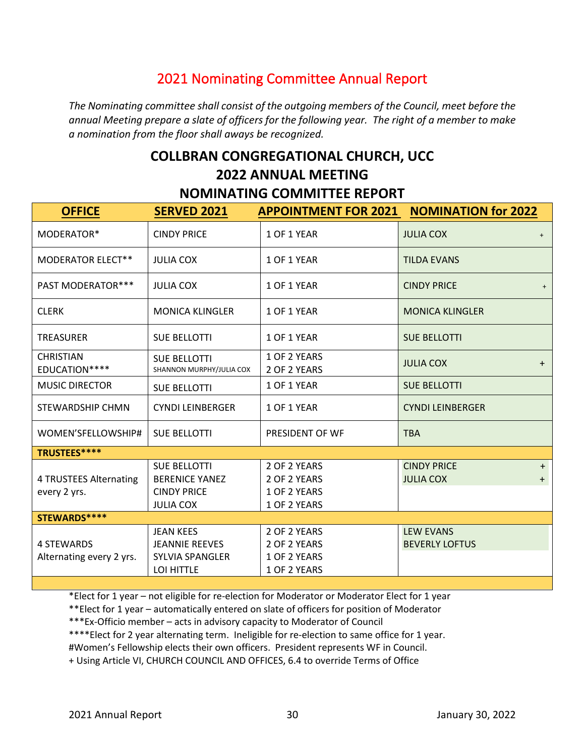# 2021 Nominating Committee Annual Report

*The Nominating committee shall consist of the outgoing members of the Council, meet before the annual Meeting prepare a slate of officers for the following year. The right of a member to make a nomination from the floor shall aways be recognized.*

## COLLBRAN CONGREGATIONAL CHURCH, UCC
## 2022 ANNUAL MEETING
## NOMINATING COMMITTEE REPORT

| OFFICE | SERVED 2021 | APPOINTMENT FOR 2021 | NOMINATION for 2022 |
|---|---|---|---|
| MODERATOR* | CINDY PRICE | 1 OF 1 YEAR | JULIA COX + |
| MODERATOR ELECT** | JULIA COX | 1 OF 1 YEAR | TILDA EVANS |
| PAST MODERATOR*** | JULIA COX | 1 OF 1 YEAR | CINDY PRICE + |
| CLERK | MONICA KLINGLER | 1 OF 1 YEAR | MONICA KLINGLER |
| TREASURER | SUE BELLOTTI | 1 OF 1 YEAR | SUE BELLOTTI |
| CHRISTIAN EDUCATION**** | SUE BELLOTTI<br>SHANNON MURPHY/JULIA COX | 1 OF 2 YEARS<br>2 OF 2 YEARS | JULIA COX + |
| MUSIC DIRECTOR | SUE BELLOTTI | 1 OF 1 YEAR | SUE BELLOTTI |
| STEWARDSHIP CHMN | CYNDI LEINBERGER | 1 OF 1 YEAR | CYNDI LEINBERGER |
| WOMEN'SFELLOWSHIP# | SUE BELLOTTI | PRESIDENT OF WF | TBA |
| **TRUSTEES**** ** | | | |
| 4 TRUSTEES Alternating every 2 yrs. | SUE BELLOTTI<br>BERENICE YANEZ<br>CINDY PRICE<br>JULIA COX | 2 OF 2 YEARS<br>2 OF 2 YEARS<br>1 OF 2 YEARS<br>1 OF 2 YEARS | CINDY PRICE +<br>JULIA COX + |
| **STEWARDS**** ** | | | |
| 4 STEWARDS Alternating every 2 yrs. | JEAN KEES<br>JEANNIE REEVES<br>SYLVIA SPANGLER<br>LOI HITTLE | 2 OF 2 YEARS<br>2 OF 2 YEARS<br>1 OF 2 YEARS<br>1 OF 2 YEARS | LEW EVANS<br>BEVERLY LOFTUS |

*Elect for 1 year – not eligible for re-election for Moderator or Moderator Elect for 1 year
**Elect for 1 year – automatically entered on slate of officers for position of Moderator
***Ex-Officio member – acts in advisory capacity to Moderator of Council
****Elect for 2 year alternating term. Ineligible for re-election to same office for 1 year.
#Women's Fellowship elects their own officers. President represents WF in Council.
+ Using Article VI, CHURCH COUNCIL AND OFFICES, 6.4 to override Terms of Office